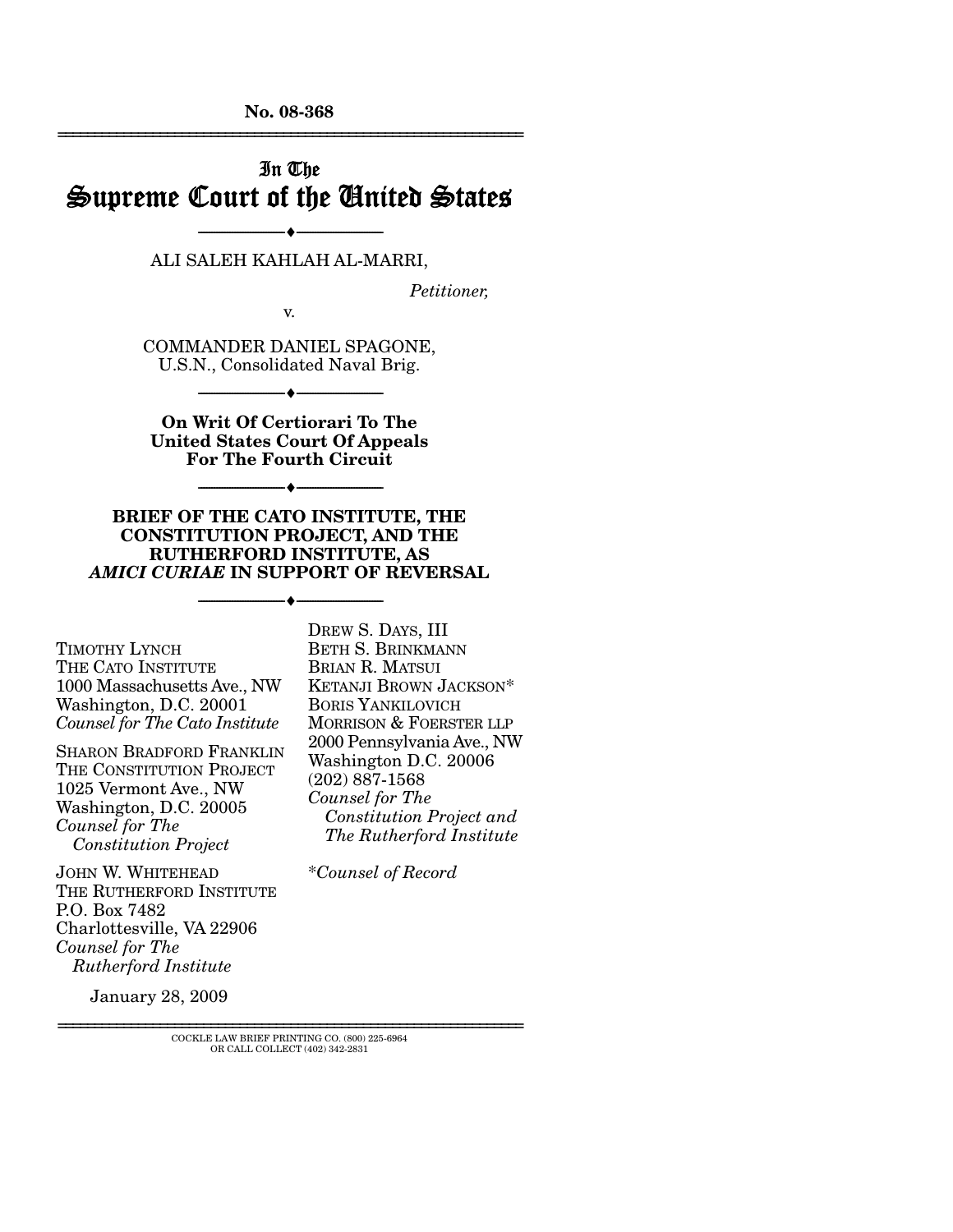No. 08-368

# In The Supreme Court of the United States

ALI SALEH KAHLAH AL-MARRI,

*Petitioner,*

v.

COMMANDER DANIEL SPAGONE, U.S.N., Consolidated Naval Brig.

**On Writ Of Certiorari To The United States Court Of Appeals For The Fourth Circuit**

**BRIEF OF THE CATO INSTITUTE, THE CONSTITUTION PROJECT, AND THE RUTHERFORD INSTITUTE, AS *AMICI CURIAE* IN SUPPORT OF REVERSAL**

TIMOTHY LYNCH
THE CATO INSTITUTE
1000 Massachusetts Ave., NW
Washington, D.C. 20001
*Counsel for The Cato Institute*

SHARON BRADFORD FRANKLIN
THE CONSTITUTION PROJECT
1025 Vermont Ave., NW
Washington, D.C. 20005
*Counsel for The Constitution Project*

JOHN W. WHITEHEAD
THE RUTHERFORD INSTITUTE
P.O. Box 7482
Charlottesville, VA 22906
*Counsel for The Rutherford Institute*

DREW S. DAYS, III
BETH S. BRINKMANN
BRIAN R. MATSUI
KETANJI BROWN JACKSON*
BORIS YANKILOVICH
MORRISON & FOERSTER LLP
2000 Pennsylvania Ave., NW
Washington D.C. 20006
(202) 887-1568
*Counsel for The Constitution Project and The Rutherford Institute*

*\*Counsel of Record*

January 28, 2009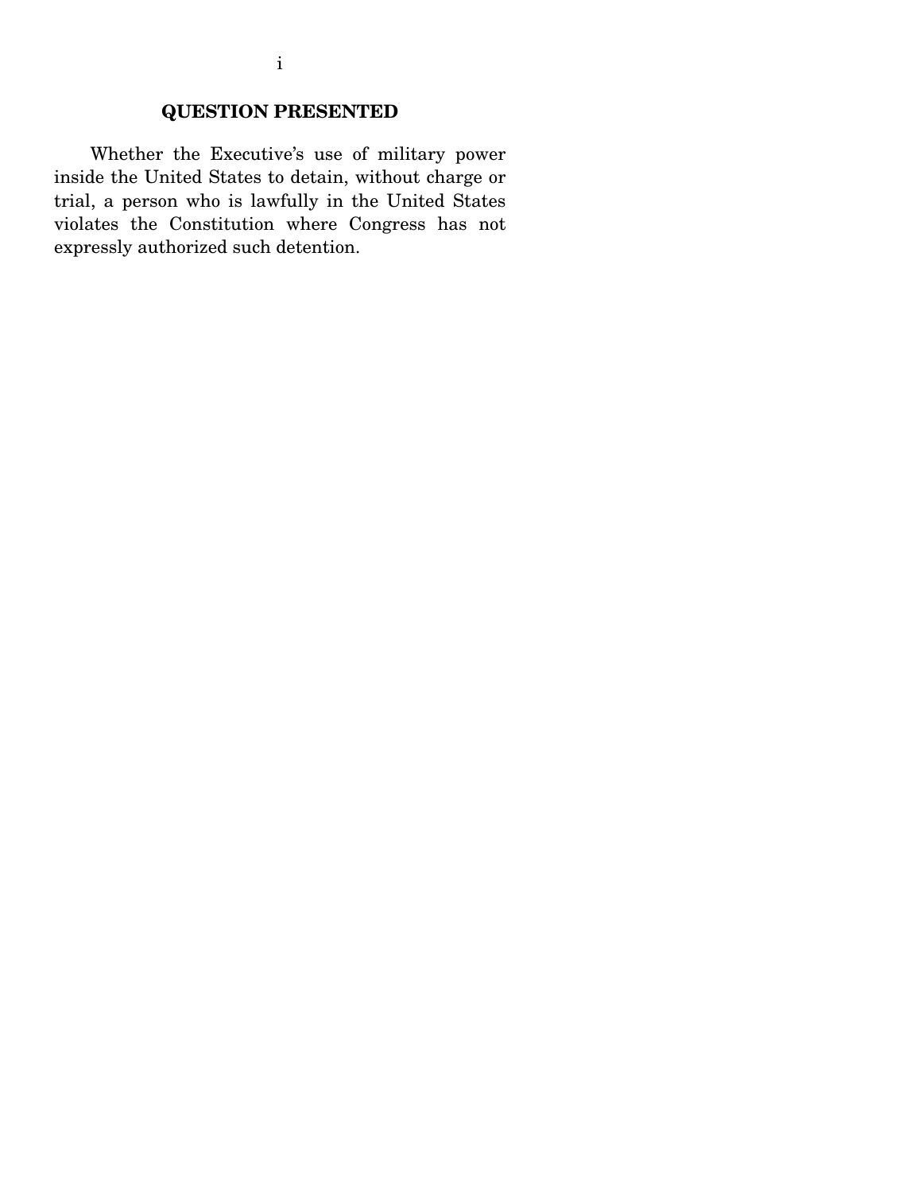## QUESTION PRESENTED

Whether the Executive's use of military power inside the United States to detain, without charge or trial, a person who is lawfully in the United States violates the Constitution where Congress has not expressly authorized such detention.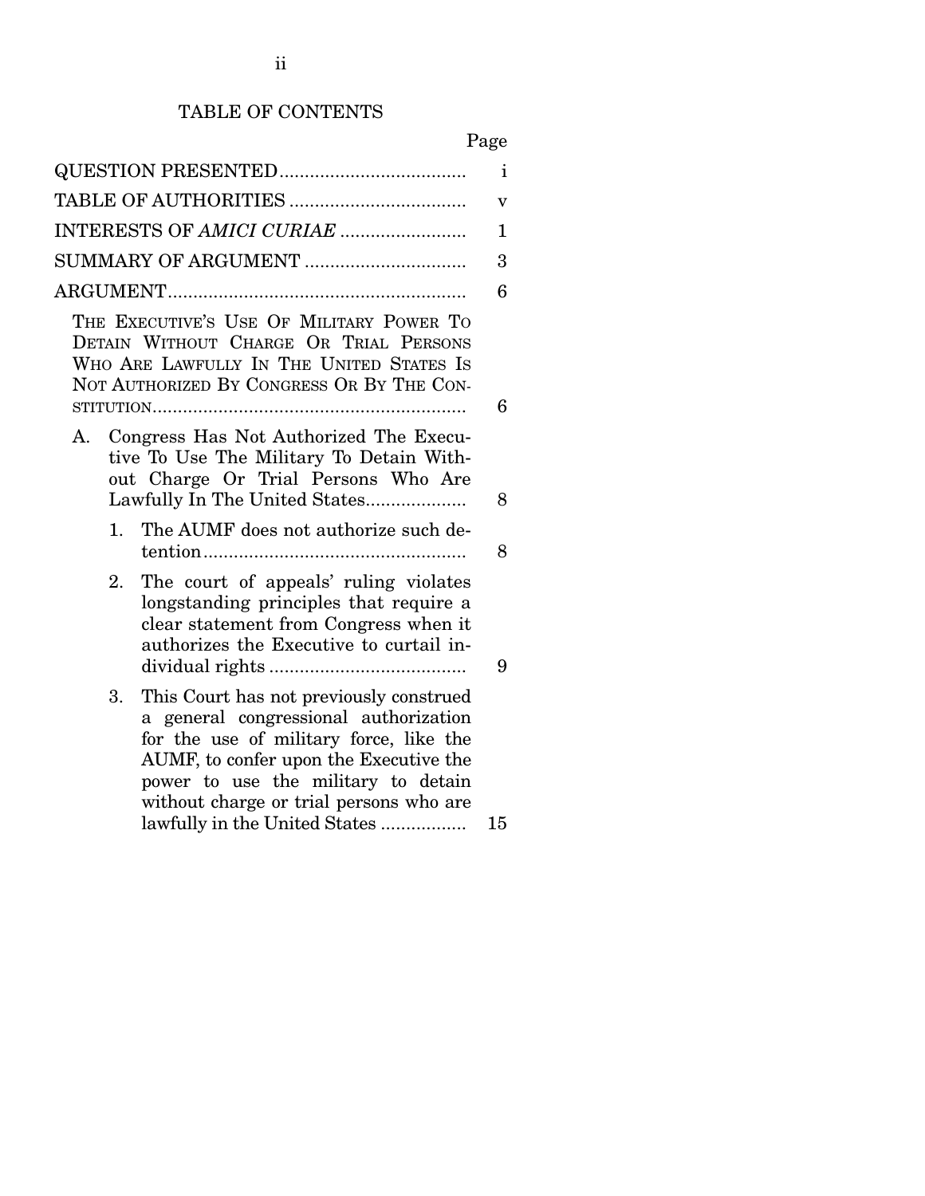## TABLE OF CONTENTS

| | Page |
|---|---|
| QUESTION PRESENTED | i |
| TABLE OF AUTHORITIES | v |
| INTERESTS OF *AMICI CURIAE* | 1 |
| SUMMARY OF ARGUMENT | 3 |
| ARGUMENT | 6 |
| THE EXECUTIVE'S USE OF MILITARY POWER TO DETAIN WITHOUT CHARGE OR TRIAL PERSONS WHO ARE LAWFULLY IN THE UNITED STATES IS NOT AUTHORIZED BY CONGRESS OR BY THE CONSTITUTION | 6 |
| A. Congress Has Not Authorized The Executive To Use The Military To Detain Without Charge Or Trial Persons Who Are Lawfully In The United States | 8 |
| 1. The AUMF does not authorize such detention | 8 |
| 2. The court of appeals' ruling violates longstanding principles that require a clear statement from Congress when it authorizes the Executive to curtail individual rights | 9 |
| 3. This Court has not previously construed a general congressional authorization for the use of military force, like the AUMF, to confer upon the Executive the power to use the military to detain without charge or trial persons who are lawfully in the United States | 15 |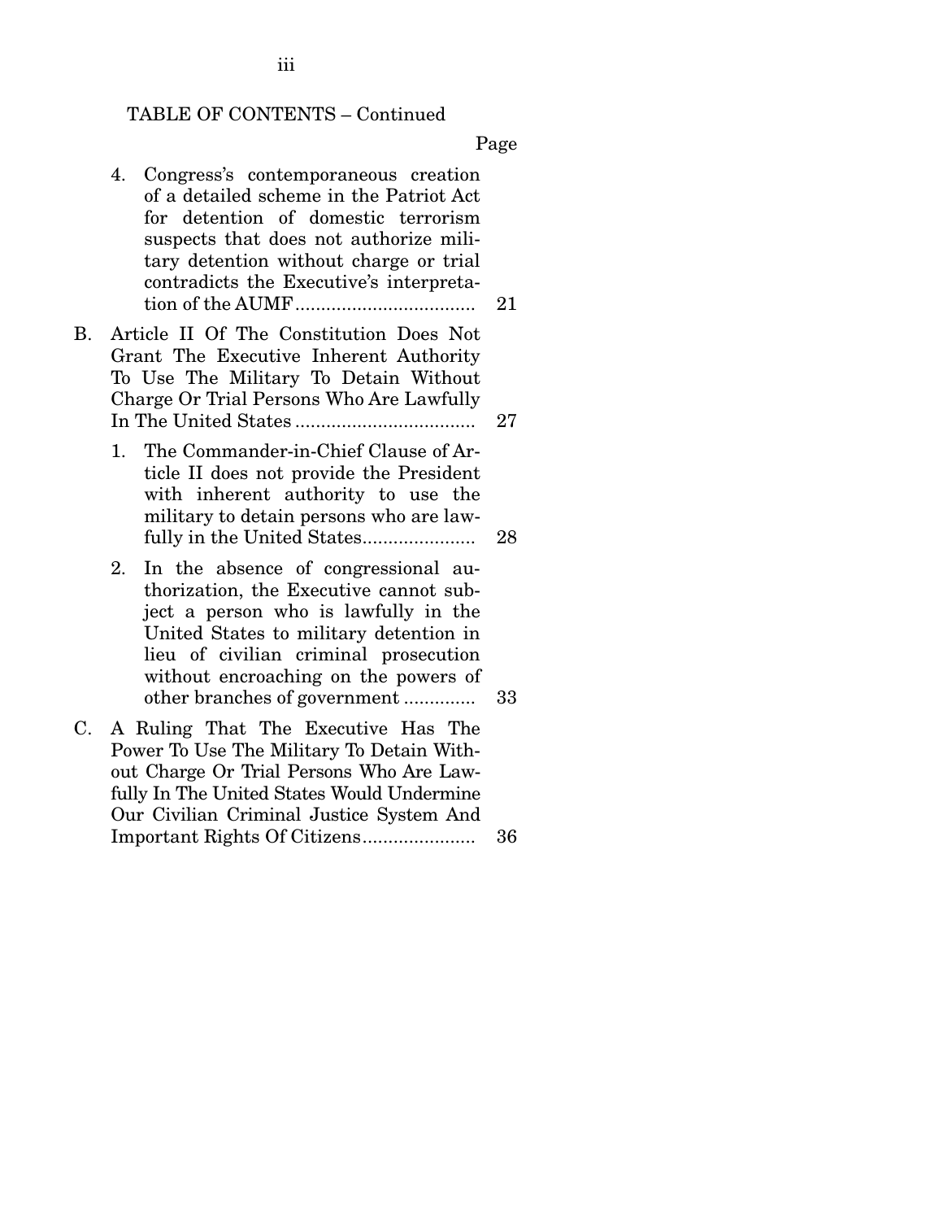TABLE OF CONTENTS – Continued

| | Page |
|---|---|
| 4. Congress's contemporaneous creation of a detailed scheme in the Patriot Act for detention of domestic terrorism suspects that does not authorize military detention without charge or trial contradicts the Executive's interpretation of the AUMF | 21 |
| B. Article II Of The Constitution Does Not Grant The Executive Inherent Authority To Use The Military To Detain Without Charge Or Trial Persons Who Are Lawfully In The United States | 27 |
| 1. The Commander-in-Chief Clause of Article II does not provide the President with inherent authority to use the military to detain persons who are lawfully in the United States | 28 |
| 2. In the absence of congressional authorization, the Executive cannot subject a person who is lawfully in the United States to military detention in lieu of civilian criminal prosecution without encroaching on the powers of other branches of government | 33 |
| C. A Ruling That The Executive Has The Power To Use The Military To Detain Without Charge Or Trial Persons Who Are Lawfully In The United States Would Undermine Our Civilian Criminal Justice System And Important Rights Of Citizens | 36 |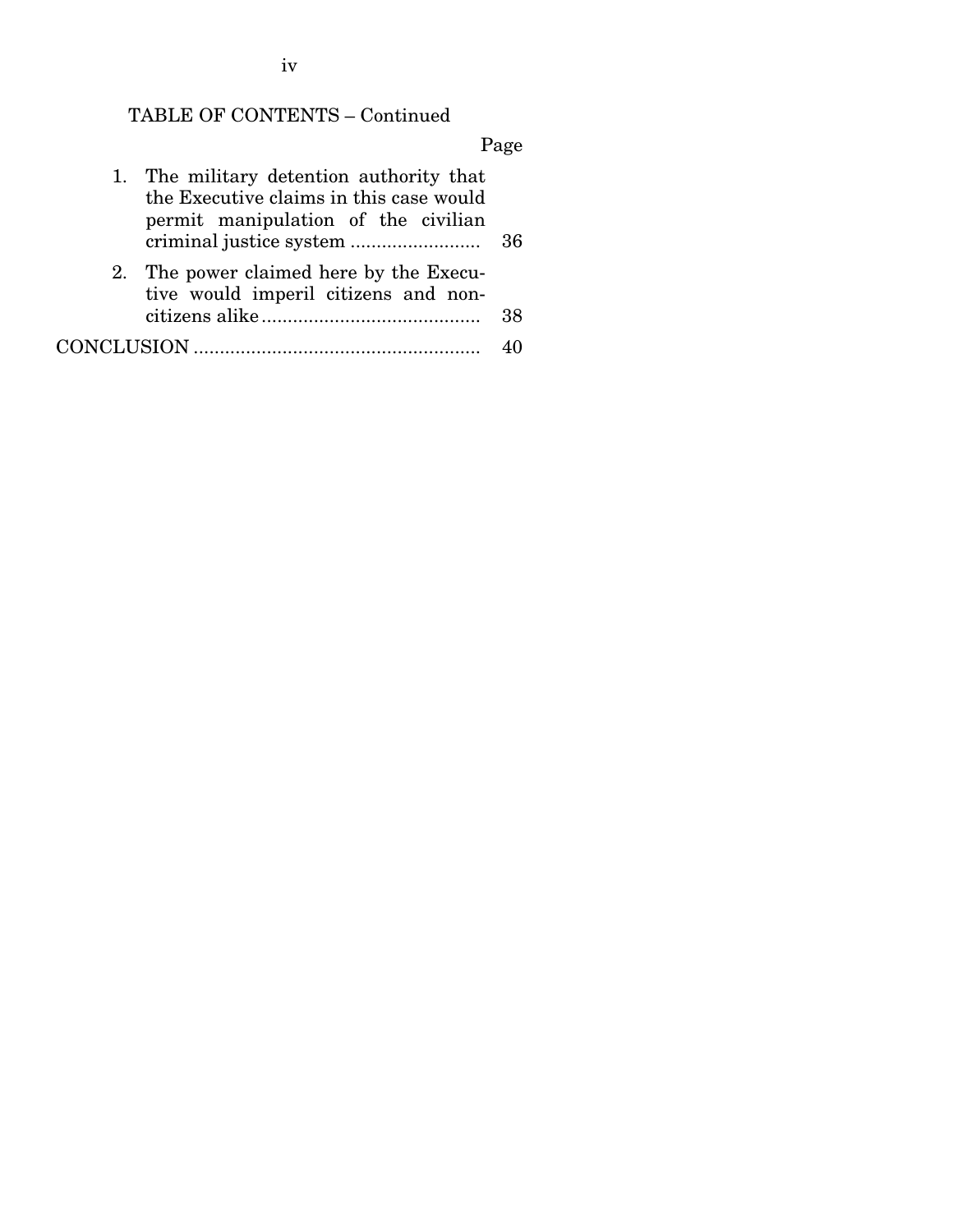TABLE OF CONTENTS – Continued

| | Page |
|---|---|
| 1. The military detention authority that the Executive claims in this case would permit manipulation of the civilian criminal justice system | 36 |
| 2. The power claimed here by the Executive would imperil citizens and non-citizens alike | 38 |
| CONCLUSION | 40 |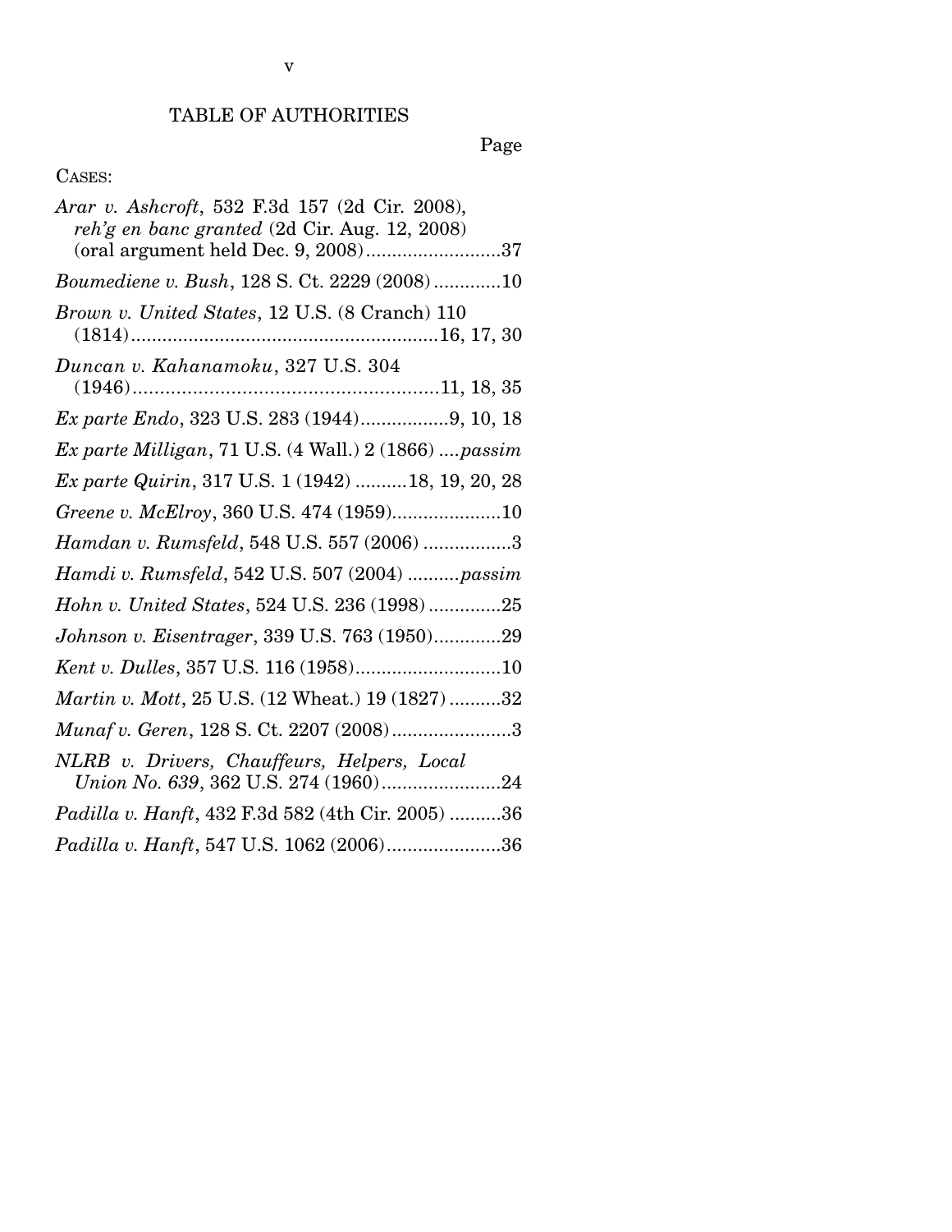# TABLE OF AUTHORITIES

Page

CASES:

*Arar v. Ashcroft*, 532 F.3d 157 (2d Cir. 2008), *reh'g en banc granted* (2d Cir. Aug. 12, 2008) (oral argument held Dec. 9, 2008) .......................... 37

*Boumediene v. Bush*, 128 S. Ct. 2229 (2008) ............. 10

*Brown v. United States*, 12 U.S. (8 Cranch) 110 (1814) .......................................................... 16, 17, 30

*Duncan v. Kahanamoku*, 327 U.S. 304 (1946) ........................................................ 11, 18, 35

*Ex parte Endo*, 323 U.S. 283 (1944) ................. 9, 10, 18

*Ex parte Milligan*, 71 U.S. (4 Wall.) 2 (1866) .... *passim*

*Ex parte Quirin*, 317 U.S. 1 (1942) .......... 18, 19, 20, 28

*Greene v. McElroy*, 360 U.S. 474 (1959) ..................... 10

*Hamdan v. Rumsfeld*, 548 U.S. 557 (2006) ................. 3

*Hamdi v. Rumsfeld*, 542 U.S. 507 (2004) .......... *passim*

*Hohn v. United States*, 524 U.S. 236 (1998) .............. 25

*Johnson v. Eisentrager*, 339 U.S. 763 (1950) ............. 29

*Kent v. Dulles*, 357 U.S. 116 (1958) ............................ 10

*Martin v. Mott*, 25 U.S. (12 Wheat.) 19 (1827) .......... 32

*Munaf v. Geren*, 128 S. Ct. 2207 (2008) ....................... 3

*NLRB v. Drivers, Chauffeurs, Helpers, Local Union No. 639*, 362 U.S. 274 (1960) ....................... 24

*Padilla v. Hanft*, 432 F.3d 582 (4th Cir. 2005) .......... 36

*Padilla v. Hanft*, 547 U.S. 1062 (2006) ...................... 36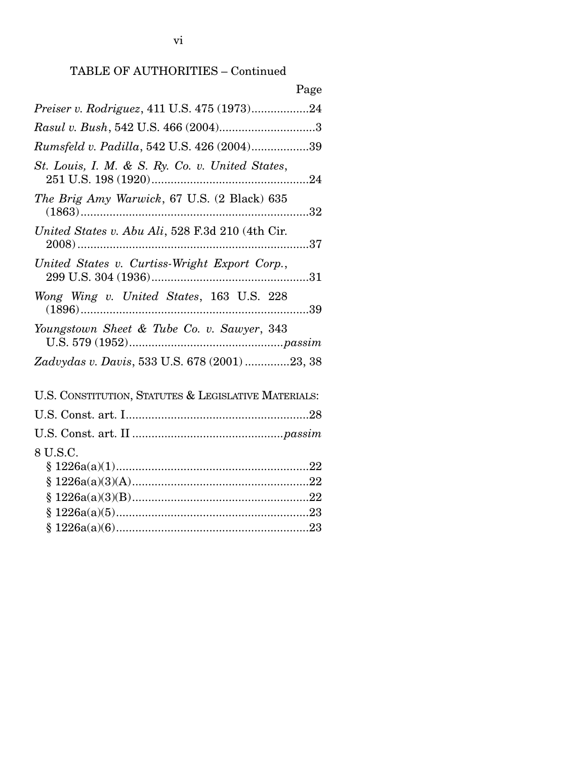TABLE OF AUTHORITIES – Continued

| | Page |
|---|---|
| *Preiser v. Rodriguez*, 411 U.S. 475 (1973) | 24 |
| *Rasul v. Bush*, 542 U.S. 466 (2004) | 3 |
| *Rumsfeld v. Padilla*, 542 U.S. 426 (2004) | 39 |
| *St. Louis, I. M. & S. Ry. Co. v. United States*, 251 U.S. 198 (1920) | 24 |
| *The Brig Amy Warwick*, 67 U.S. (2 Black) 635 (1863) | 32 |
| *United States v. Abu Ali*, 528 F.3d 210 (4th Cir. 2008) | 37 |
| *United States v. Curtiss-Wright Export Corp.*, 299 U.S. 304 (1936) | 31 |
| *Wong Wing v. United States*, 163 U.S. 228 (1896) | 39 |
| *Youngstown Sheet & Tube Co. v. Sawyer*, 343 U.S. 579 (1952) | *passim* |
| *Zadvydas v. Davis*, 533 U.S. 678 (2001) | 23, 38 |

U.S. CONSTITUTION, STATUTES & LEGISLATIVE MATERIALS:

| | |
|---|---|
| U.S. Const. art. I | 28 |
| U.S. Const. art. II | *passim* |
| 8 U.S.C. | |
| § 1226a(a)(1) | 22 |
| § 1226a(a)(3)(A) | 22 |
| § 1226a(a)(3)(B) | 22 |
| § 1226a(a)(5) | 23 |
| § 1226a(a)(6) | 23 |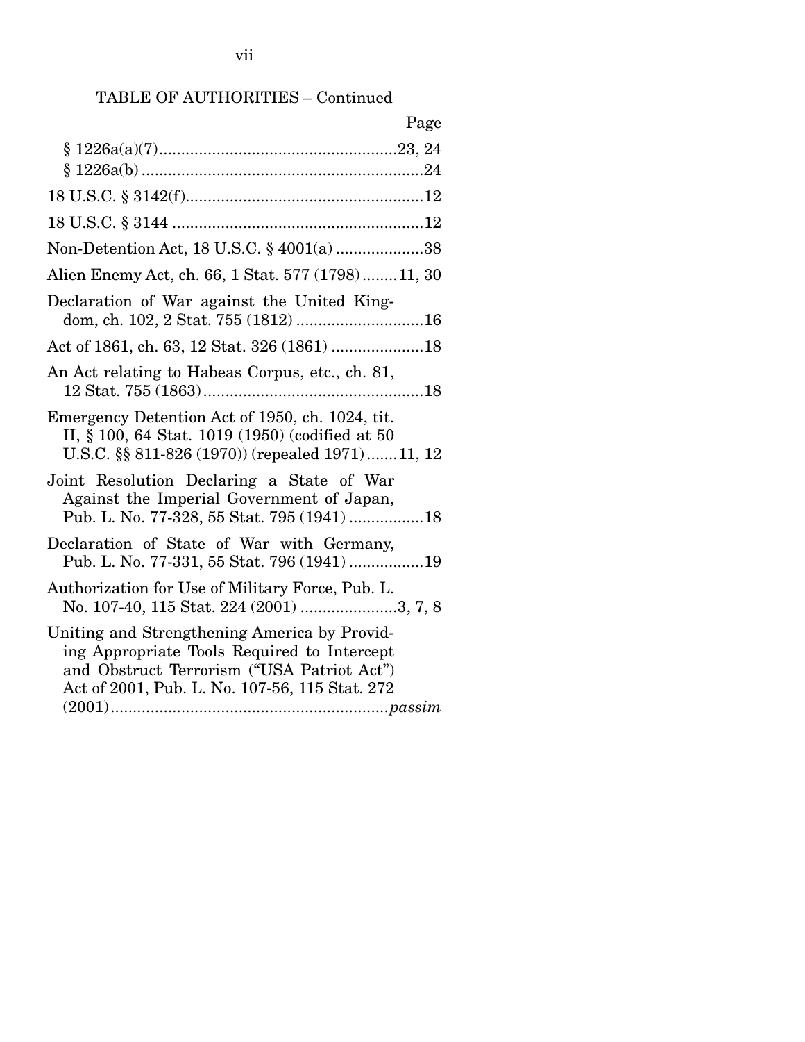TABLE OF AUTHORITIES – Continued

| | Page |
|---|---|
| § 1226a(a)(7) | 23, 24 |
| § 1226a(b) | 24 |
| 18 U.S.C. § 3142(f) | 12 |
| 18 U.S.C. § 3144 | 12 |
| Non-Detention Act, 18 U.S.C. § 4001(a) | 38 |
| Alien Enemy Act, ch. 66, 1 Stat. 577 (1798) | 11, 30 |
| Declaration of War against the United Kingdom, ch. 102, 2 Stat. 755 (1812) | 16 |
| Act of 1861, ch. 63, 12 Stat. 326 (1861) | 18 |
| An Act relating to Habeas Corpus, etc., ch. 81, 12 Stat. 755 (1863) | 18 |
| Emergency Detention Act of 1950, ch. 1024, tit. II, § 100, 64 Stat. 1019 (1950) (codified at 50 U.S.C. §§ 811-826 (1970)) (repealed 1971) | 11, 12 |
| Joint Resolution Declaring a State of War Against the Imperial Government of Japan, Pub. L. No. 77-328, 55 Stat. 795 (1941) | 18 |
| Declaration of State of War with Germany, Pub. L. No. 77-331, 55 Stat. 796 (1941) | 19 |
| Authorization for Use of Military Force, Pub. L. No. 107-40, 115 Stat. 224 (2001) | 3, 7, 8 |
| Uniting and Strengthening America by Providing Appropriate Tools Required to Intercept and Obstruct Terrorism ("USA Patriot Act") Act of 2001, Pub. L. No. 107-56, 115 Stat. 272 (2001) | *passim* |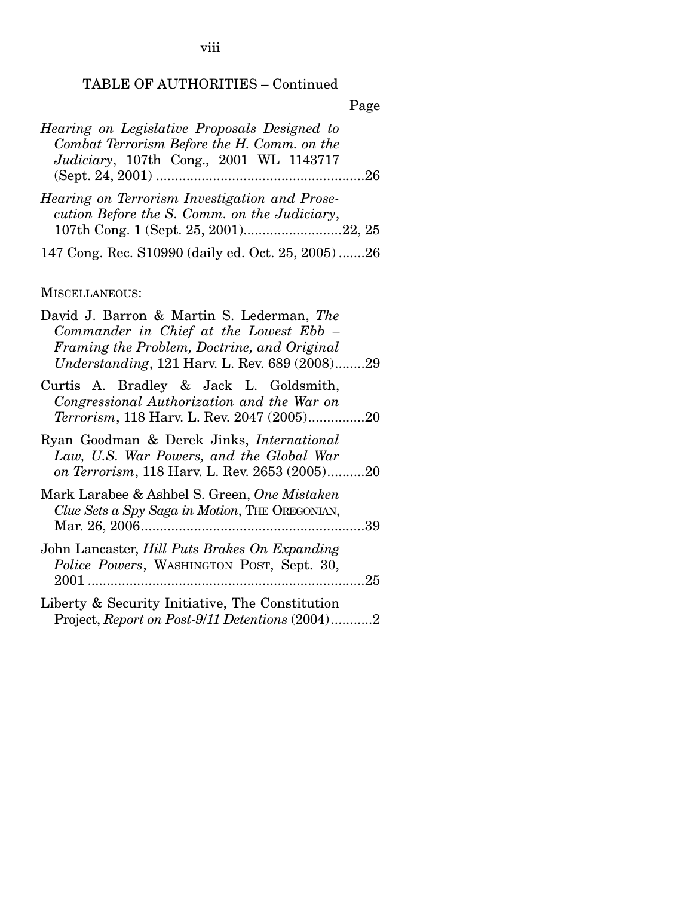TABLE OF AUTHORITIES – Continued

Page

*Hearing on Legislative Proposals Designed to Combat Terrorism Before the H. Comm. on the Judiciary*, 107th Cong., 2001 WL 1143717 (Sept. 24, 2001) .......................................................26

*Hearing on Terrorism Investigation and Prosecution Before the S. Comm. on the Judiciary*, 107th Cong. 1 (Sept. 25, 2001)..........................22, 25

147 Cong. Rec. S10990 (daily ed. Oct. 25, 2005) .......26

MISCELLANEOUS:

David J. Barron & Martin S. Lederman, *The Commander in Chief at the Lowest Ebb – Framing the Problem, Doctrine, and Original Understanding*, 121 Harv. L. Rev. 689 (2008)........29

Curtis A. Bradley & Jack L. Goldsmith, *Congressional Authorization and the War on Terrorism*, 118 Harv. L. Rev. 2047 (2005)...............20

Ryan Goodman & Derek Jinks, *International Law, U.S. War Powers, and the Global War on Terrorism*, 118 Harv. L. Rev. 2653 (2005)..........20

Mark Larabee & Ashbel S. Green, *One Mistaken Clue Sets a Spy Saga in Motion*, THE OREGONIAN, Mar. 26, 2006...........................................................39

John Lancaster, *Hill Puts Brakes On Expanding Police Powers*, WASHINGTON POST, Sept. 30, 2001 .........................................................................25

Liberty & Security Initiative, The Constitution Project, *Report on Post-9/11 Detentions* (2004)...........2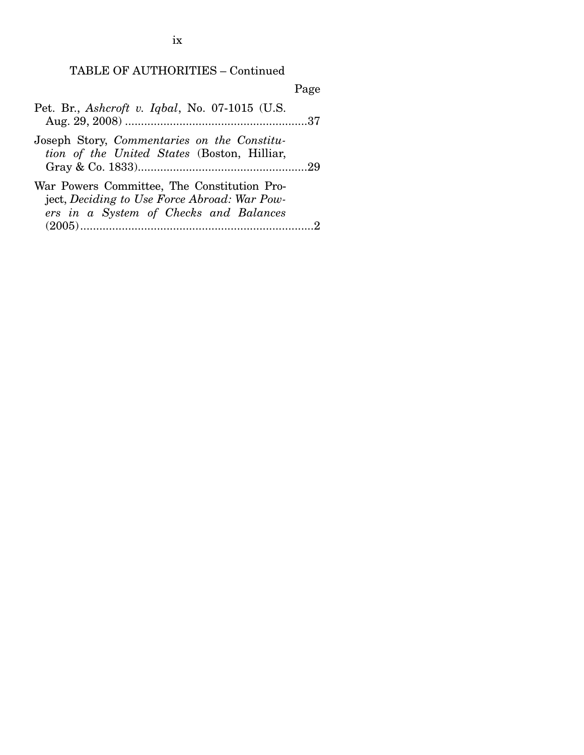TABLE OF AUTHORITIES – Continued

Page

Pet. Br., *Ashcroft v. Iqbal*, No. 07-1015 (U.S. Aug. 29, 2008) ..........................................................37

Joseph Story, *Commentaries on the Constitution of the United States* (Boston, Hilliar, Gray & Co. 1833).....................................................29

War Powers Committee, The Constitution Project, *Deciding to Use Force Abroad: War Powers in a System of Checks and Balances* (2005)..........................................................................2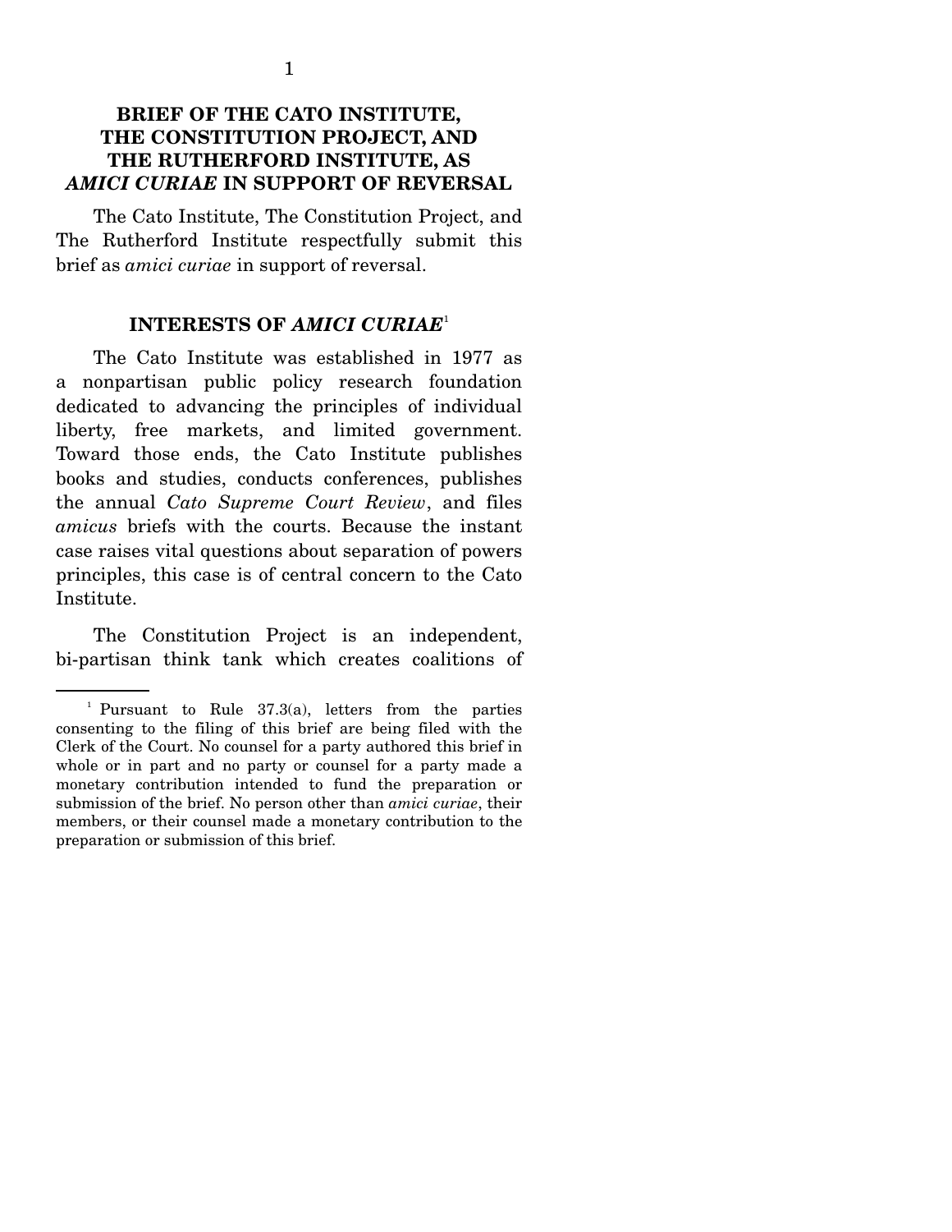# BRIEF OF THE CATO INSTITUTE, THE CONSTITUTION PROJECT, AND THE RUTHERFORD INSTITUTE, AS *AMICI CURIAE* IN SUPPORT OF REVERSAL

The Cato Institute, The Constitution Project, and The Rutherford Institute respectfully submit this brief as *amici curiae* in support of reversal.

## INTERESTS OF *AMICI CURIAE*[1]

The Cato Institute was established in 1977 as a nonpartisan public policy research foundation dedicated to advancing the principles of individual liberty, free markets, and limited government. Toward those ends, the Cato Institute publishes books and studies, conducts conferences, publishes the annual *Cato Supreme Court Review*, and files *amicus* briefs with the courts. Because the instant case raises vital questions about separation of powers principles, this case is of central concern to the Cato Institute.

The Constitution Project is an independent, bi-partisan think tank which creates coalitions of

---

[1] Pursuant to Rule 37.3(a), letters from the parties consenting to the filing of this brief are being filed with the Clerk of the Court. No counsel for a party authored this brief in whole or in part and no party or counsel for a party made a monetary contribution intended to fund the preparation or submission of the brief. No person other than *amici curiae*, their members, or their counsel made a monetary contribution to the preparation or submission of this brief.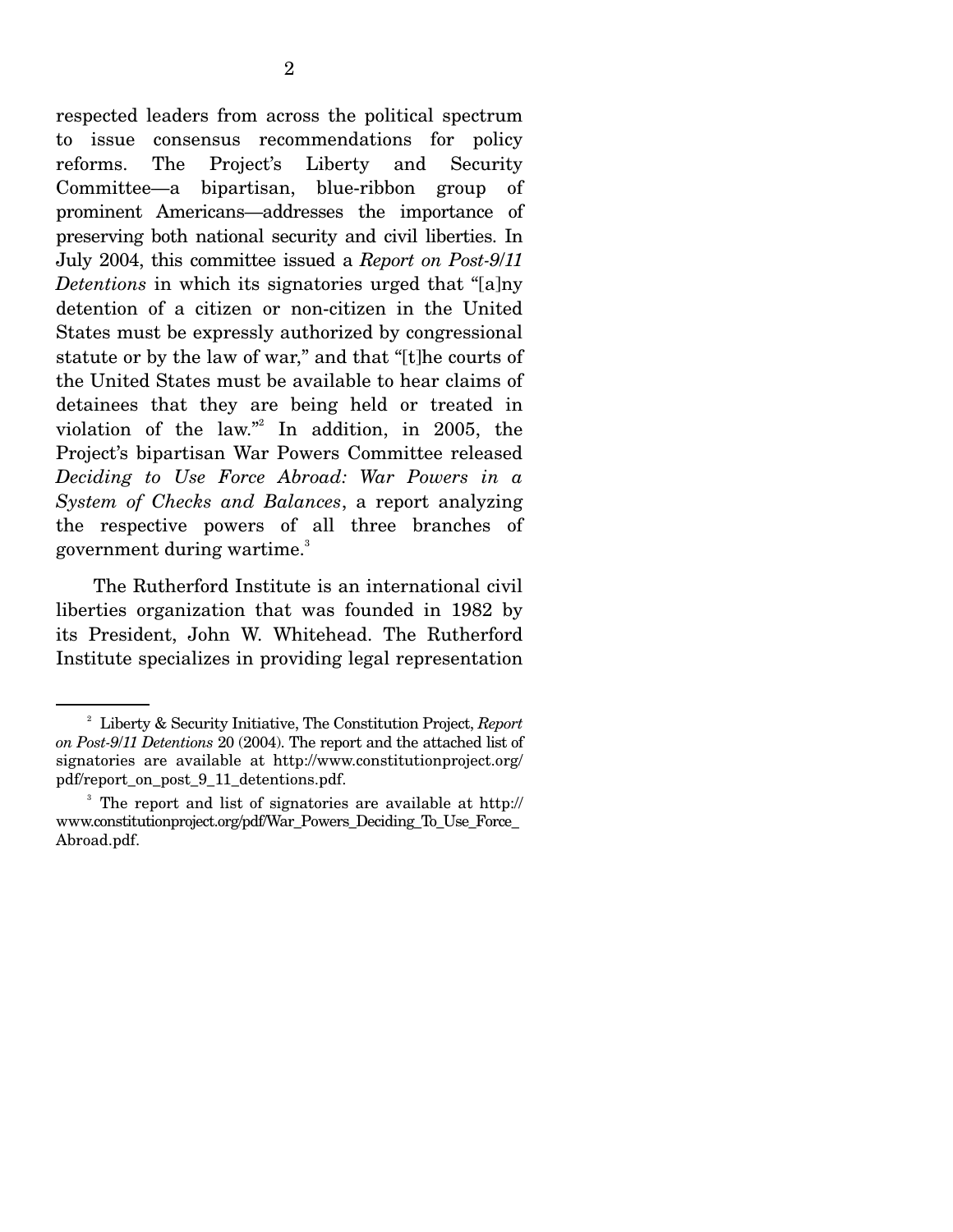respected leaders from across the political spectrum to issue consensus recommendations for policy reforms. The Project's Liberty and Security Committee—a bipartisan, blue-ribbon group of prominent Americans—addresses the importance of preserving both national security and civil liberties. In July 2004, this committee issued a *Report on Post-9/11 Detentions* in which its signatories urged that "[a]ny detention of a citizen or non-citizen in the United States must be expressly authorized by congressional statute or by the law of war," and that "[t]he courts of the United States must be available to hear claims of detainees that they are being held or treated in violation of the law."[2] In addition, in 2005, the Project's bipartisan War Powers Committee released *Deciding to Use Force Abroad: War Powers in a System of Checks and Balances*, a report analyzing the respective powers of all three branches of government during wartime.[3]

The Rutherford Institute is an international civil liberties organization that was founded in 1982 by its President, John W. Whitehead. The Rutherford Institute specializes in providing legal representation

---

[2] Liberty & Security Initiative, The Constitution Project, *Report on Post-9/11 Detentions* 20 (2004). The report and the attached list of signatories are available at http://www.constitutionproject.org/pdf/report_on_post_9_11_detentions.pdf.

[3] The report and list of signatories are available at http://www.constitutionproject.org/pdf/War_Powers_Deciding_To_Use_Force_Abroad.pdf.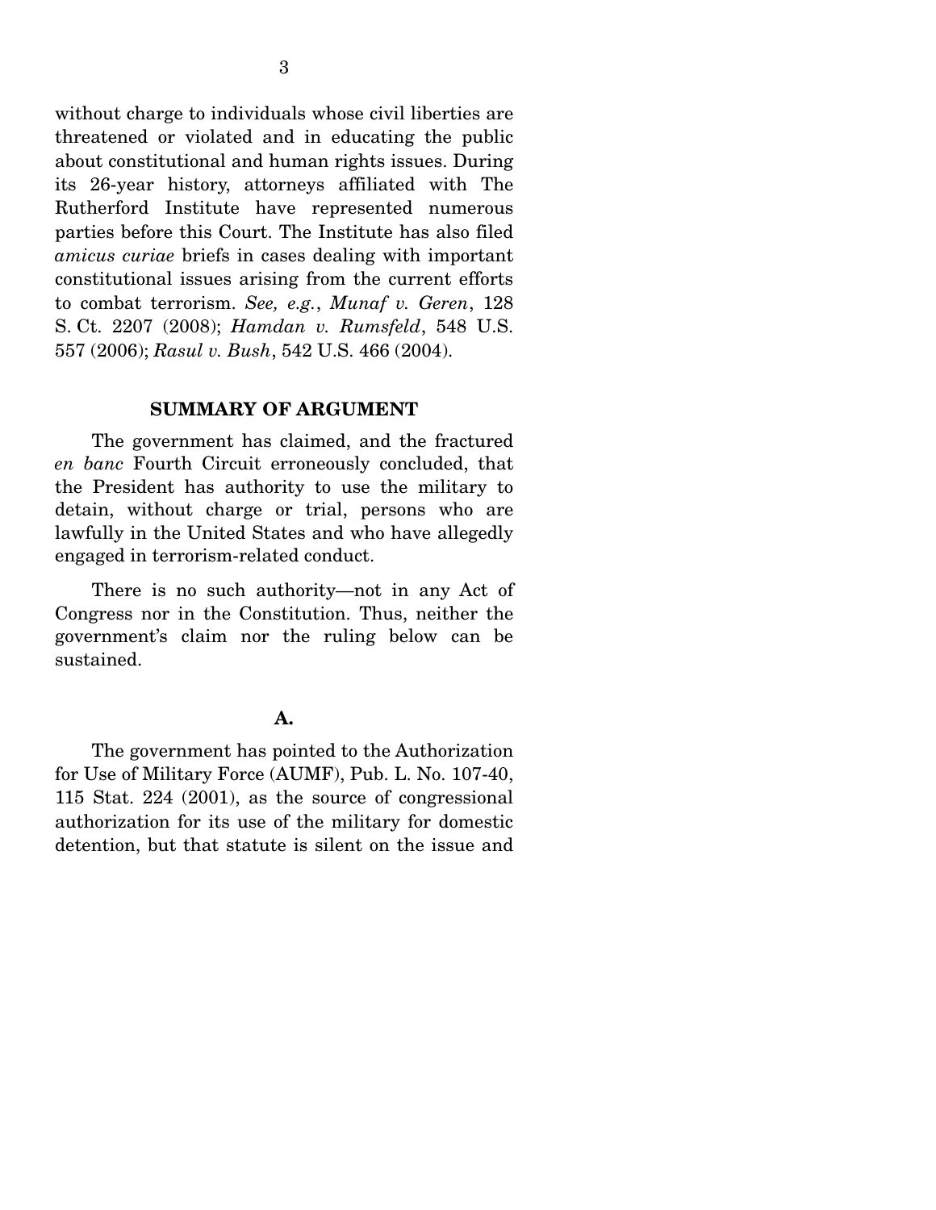without charge to individuals whose civil liberties are threatened or violated and in educating the public about constitutional and human rights issues. During its 26-year history, attorneys affiliated with The Rutherford Institute have represented numerous parties before this Court. The Institute has also filed *amicus curiae* briefs in cases dealing with important constitutional issues arising from the current efforts to combat terrorism. *See, e.g.*, *Munaf v. Geren*, 128 S. Ct. 2207 (2008); *Hamdan v. Rumsfeld*, 548 U.S. 557 (2006); *Rasul v. Bush*, 542 U.S. 466 (2004).

## SUMMARY OF ARGUMENT

The government has claimed, and the fractured *en banc* Fourth Circuit erroneously concluded, that the President has authority to use the military to detain, without charge or trial, persons who are lawfully in the United States and who have allegedly engaged in terrorism-related conduct.

There is no such authority—not in any Act of Congress nor in the Constitution. Thus, neither the government's claim nor the ruling below can be sustained.

### A.

The government has pointed to the Authorization for Use of Military Force (AUMF), Pub. L. No. 107-40, 115 Stat. 224 (2001), as the source of congressional authorization for its use of the military for domestic detention, but that statute is silent on the issue and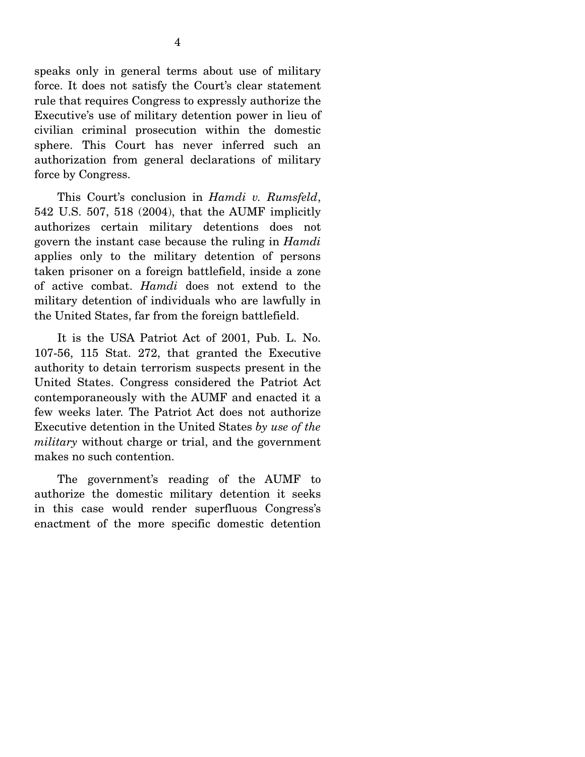speaks only in general terms about use of military force. It does not satisfy the Court's clear statement rule that requires Congress to expressly authorize the Executive's use of military detention power in lieu of civilian criminal prosecution within the domestic sphere. This Court has never inferred such an authorization from general declarations of military force by Congress.

This Court's conclusion in *Hamdi v. Rumsfeld*, 542 U.S. 507, 518 (2004), that the AUMF implicitly authorizes certain military detentions does not govern the instant case because the ruling in *Hamdi* applies only to the military detention of persons taken prisoner on a foreign battlefield, inside a zone of active combat. *Hamdi* does not extend to the military detention of individuals who are lawfully in the United States, far from the foreign battlefield.

It is the USA Patriot Act of 2001, Pub. L. No. 107-56, 115 Stat. 272, that granted the Executive authority to detain terrorism suspects present in the United States. Congress considered the Patriot Act contemporaneously with the AUMF and enacted it a few weeks later. The Patriot Act does not authorize Executive detention in the United States *by use of the military* without charge or trial, and the government makes no such contention.

The government's reading of the AUMF to authorize the domestic military detention it seeks in this case would render superfluous Congress's enactment of the more specific domestic detention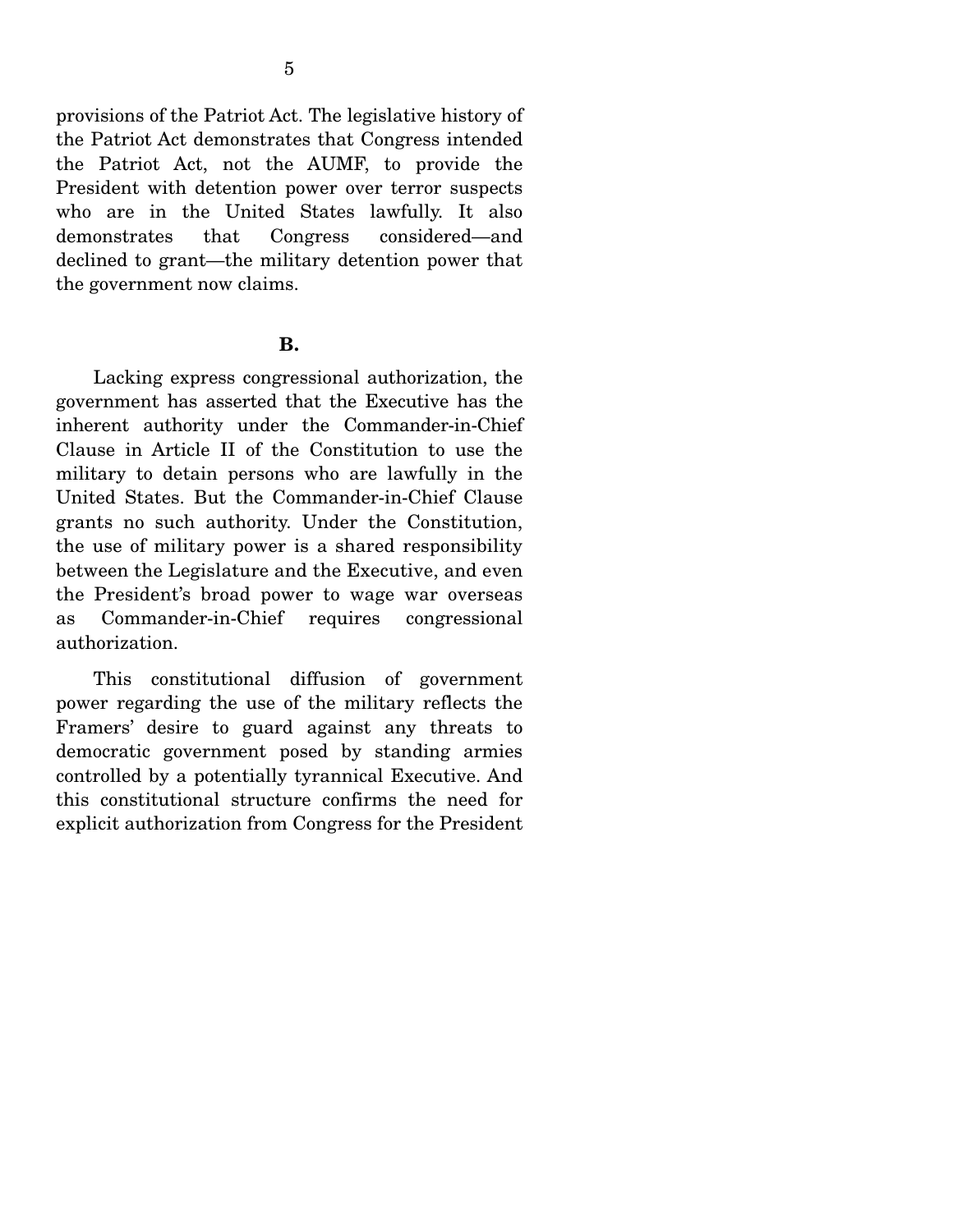provisions of the Patriot Act. The legislative history of the Patriot Act demonstrates that Congress intended the Patriot Act, not the AUMF, to provide the President with detention power over terror suspects who are in the United States lawfully. It also demonstrates that Congress considered—and declined to grant—the military detention power that the government now claims.

**B.**

Lacking express congressional authorization, the government has asserted that the Executive has the inherent authority under the Commander-in-Chief Clause in Article II of the Constitution to use the military to detain persons who are lawfully in the United States. But the Commander-in-Chief Clause grants no such authority. Under the Constitution, the use of military power is a shared responsibility between the Legislature and the Executive, and even the President's broad power to wage war overseas as Commander-in-Chief requires congressional authorization.

This constitutional diffusion of government power regarding the use of the military reflects the Framers' desire to guard against any threats to democratic government posed by standing armies controlled by a potentially tyrannical Executive. And this constitutional structure confirms the need for explicit authorization from Congress for the President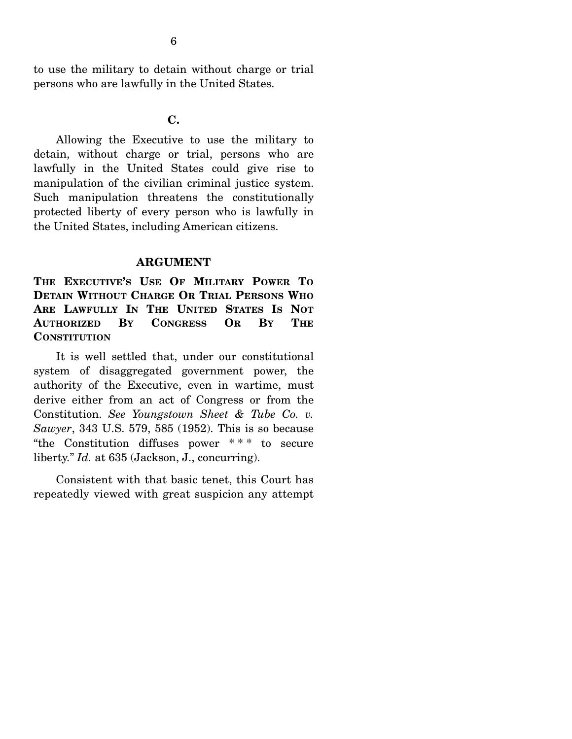to use the military to detain without charge or trial persons who are lawfully in the United States.

### C.

Allowing the Executive to use the military to detain, without charge or trial, persons who are lawfully in the United States could give rise to manipulation of the civilian criminal justice system. Such manipulation threatens the constitutionally protected liberty of every person who is lawfully in the United States, including American citizens.

## ARGUMENT

### THE EXECUTIVE'S USE OF MILITARY POWER TO DETAIN WITHOUT CHARGE OR TRIAL PERSONS WHO ARE LAWFULLY IN THE UNITED STATES IS NOT AUTHORIZED BY CONGRESS OR BY THE CONSTITUTION

It is well settled that, under our constitutional system of disaggregated government power, the authority of the Executive, even in wartime, must derive either from an act of Congress or from the Constitution. *See Youngstown Sheet & Tube Co. v. Sawyer*, 343 U.S. 579, 585 (1952). This is so because "the Constitution diffuses power * * * to secure liberty." *Id.* at 635 (Jackson, J., concurring).

Consistent with that basic tenet, this Court has repeatedly viewed with great suspicion any attempt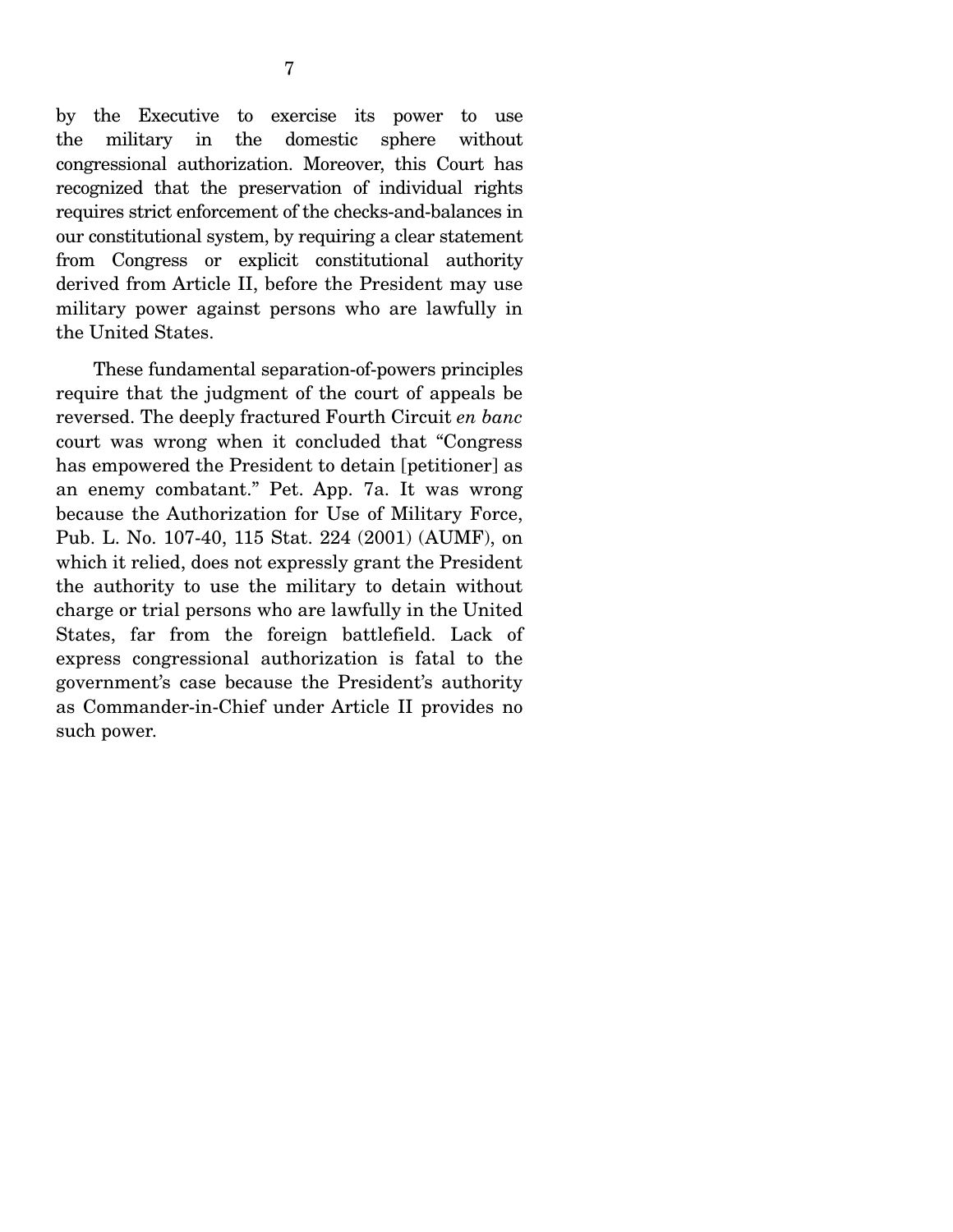by the Executive to exercise its power to use the military in the domestic sphere without congressional authorization. Moreover, this Court has recognized that the preservation of individual rights requires strict enforcement of the checks-and-balances in our constitutional system, by requiring a clear statement from Congress or explicit constitutional authority derived from Article II, before the President may use military power against persons who are lawfully in the United States.

These fundamental separation-of-powers principles require that the judgment of the court of appeals be reversed. The deeply fractured Fourth Circuit *en banc* court was wrong when it concluded that "Congress has empowered the President to detain [petitioner] as an enemy combatant." Pet. App. 7a. It was wrong because the Authorization for Use of Military Force, Pub. L. No. 107-40, 115 Stat. 224 (2001) (AUMF), on which it relied, does not expressly grant the President the authority to use the military to detain without charge or trial persons who are lawfully in the United States, far from the foreign battlefield. Lack of express congressional authorization is fatal to the government's case because the President's authority as Commander-in-Chief under Article II provides no such power.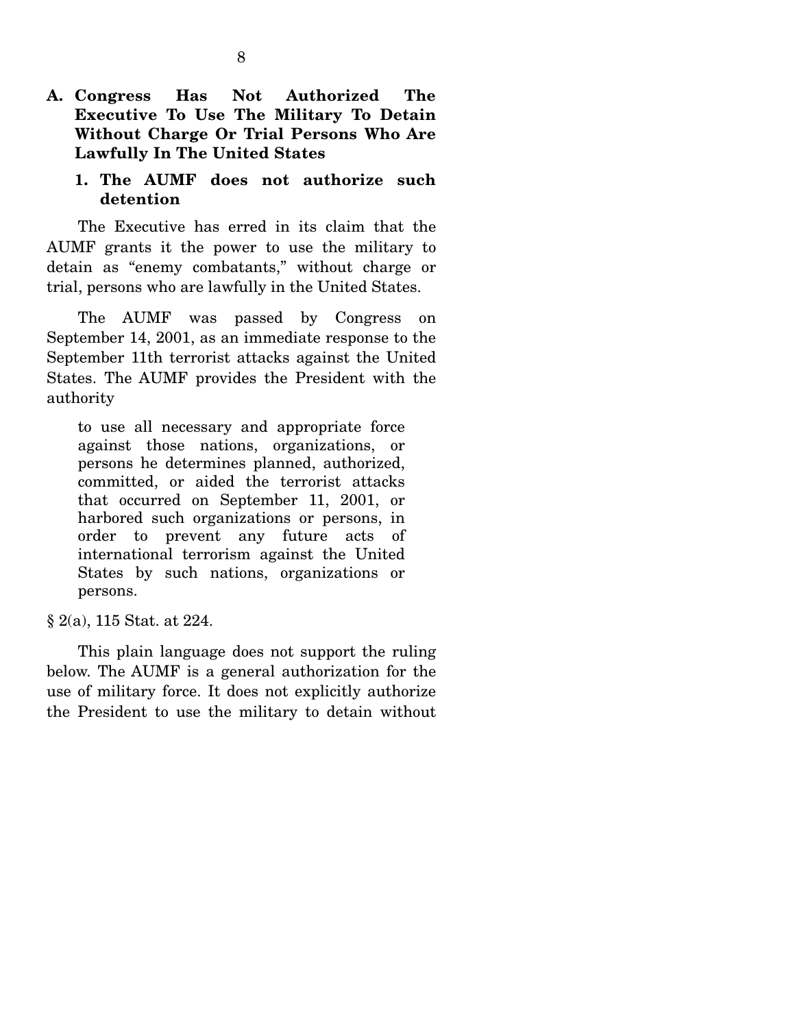### A. Congress Has Not Authorized The Executive To Use The Military To Detain Without Charge Or Trial Persons Who Are Lawfully In The United States

#### 1. The AUMF does not authorize such detention

The Executive has erred in its claim that the AUMF grants it the power to use the military to detain as "enemy combatants," without charge or trial, persons who are lawfully in the United States.

The AUMF was passed by Congress on September 14, 2001, as an immediate response to the September 11th terrorist attacks against the United States. The AUMF provides the President with the authority

> to use all necessary and appropriate force against those nations, organizations, or persons he determines planned, authorized, committed, or aided the terrorist attacks that occurred on September 11, 2001, or harbored such organizations or persons, in order to prevent any future acts of international terrorism against the United States by such nations, organizations or persons.

§ 2(a), 115 Stat. at 224.

This plain language does not support the ruling below. The AUMF is a general authorization for the use of military force. It does not explicitly authorize the President to use the military to detain without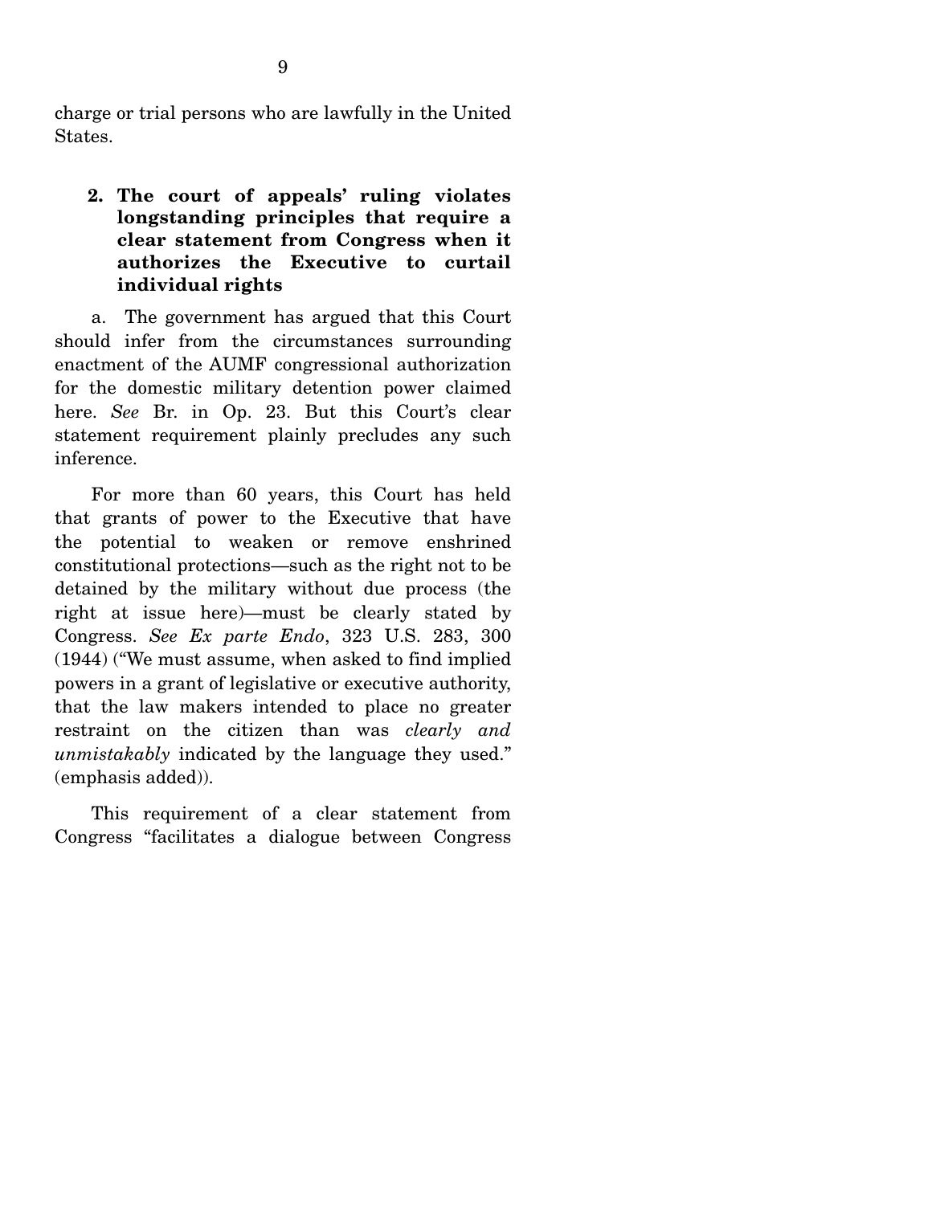charge or trial persons who are lawfully in the United States.

**2. The court of appeals' ruling violates longstanding principles that require a clear statement from Congress when it authorizes the Executive to curtail individual rights**

a. The government has argued that this Court should infer from the circumstances surrounding enactment of the AUMF congressional authorization for the domestic military detention power claimed here. *See* Br. in Op. 23. But this Court's clear statement requirement plainly precludes any such inference.

For more than 60 years, this Court has held that grants of power to the Executive that have the potential to weaken or remove enshrined constitutional protections—such as the right not to be detained by the military without due process (the right at issue here)—must be clearly stated by Congress. *See Ex parte Endo*, 323 U.S. 283, 300 (1944) ("We must assume, when asked to find implied powers in a grant of legislative or executive authority, that the law makers intended to place no greater restraint on the citizen than was *clearly and unmistakably* indicated by the language they used." (emphasis added)).

This requirement of a clear statement from Congress "facilitates a dialogue between Congress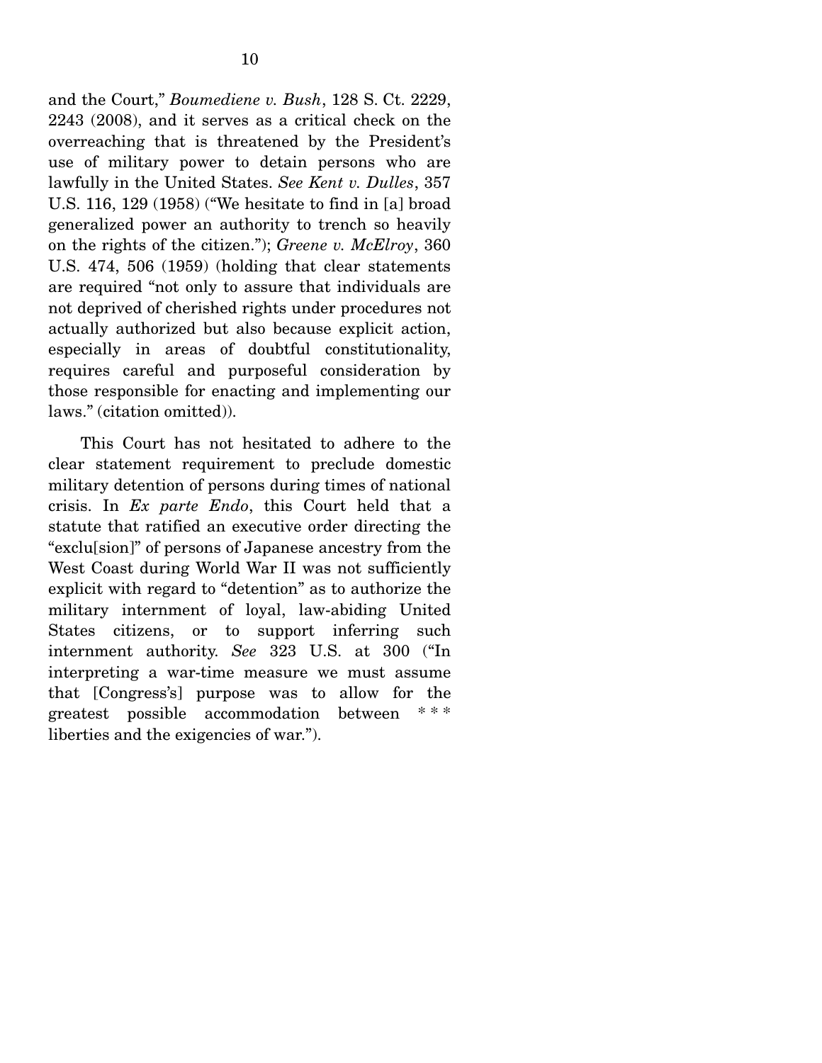and the Court," *Boumediene v. Bush*, 128 S. Ct. 2229, 2243 (2008), and it serves as a critical check on the overreaching that is threatened by the President's use of military power to detain persons who are lawfully in the United States. *See Kent v. Dulles*, 357 U.S. 116, 129 (1958) ("We hesitate to find in [a] broad generalized power an authority to trench so heavily on the rights of the citizen."); *Greene v. McElroy*, 360 U.S. 474, 506 (1959) (holding that clear statements are required "not only to assure that individuals are not deprived of cherished rights under procedures not actually authorized but also because explicit action, especially in areas of doubtful constitutionality, requires careful and purposeful consideration by those responsible for enacting and implementing our laws." (citation omitted)).

This Court has not hesitated to adhere to the clear statement requirement to preclude domestic military detention of persons during times of national crisis. In *Ex parte Endo*, this Court held that a statute that ratified an executive order directing the "exclu[sion]" of persons of Japanese ancestry from the West Coast during World War II was not sufficiently explicit with regard to "detention" as to authorize the military internment of loyal, law-abiding United States citizens, or to support inferring such internment authority. *See* 323 U.S. at 300 ("In interpreting a war-time measure we must assume that [Congress's] purpose was to allow for the greatest possible accommodation between * * * liberties and the exigencies of war.").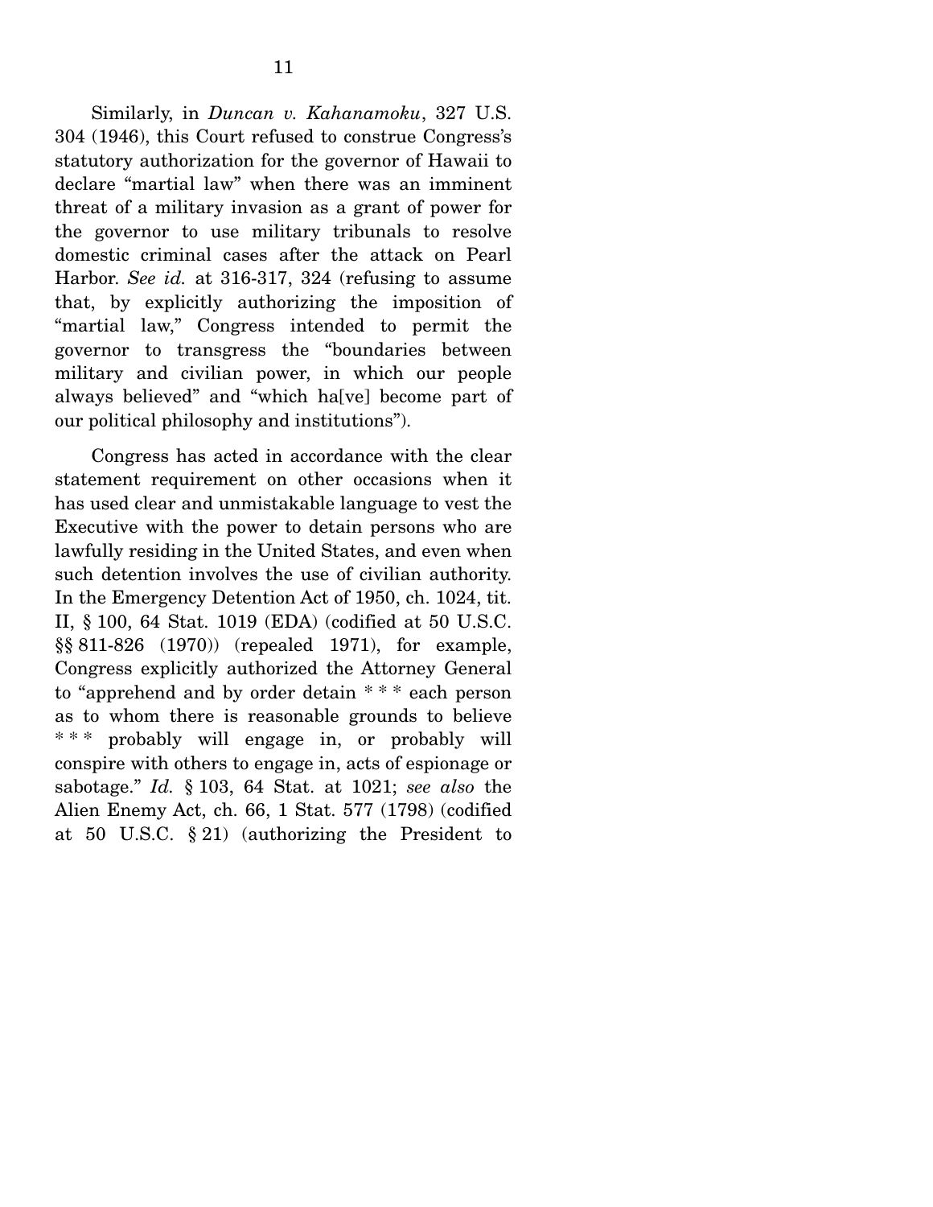Similarly, in *Duncan v. Kahanamoku*, 327 U.S. 304 (1946), this Court refused to construe Congress's statutory authorization for the governor of Hawaii to declare "martial law" when there was an imminent threat of a military invasion as a grant of power for the governor to use military tribunals to resolve domestic criminal cases after the attack on Pearl Harbor. *See id.* at 316-317, 324 (refusing to assume that, by explicitly authorizing the imposition of "martial law," Congress intended to permit the governor to transgress the "boundaries between military and civilian power, in which our people always believed" and "which ha[ve] become part of our political philosophy and institutions").

Congress has acted in accordance with the clear statement requirement on other occasions when it has used clear and unmistakable language to vest the Executive with the power to detain persons who are lawfully residing in the United States, and even when such detention involves the use of civilian authority. In the Emergency Detention Act of 1950, ch. 1024, tit. II, § 100, 64 Stat. 1019 (EDA) (codified at 50 U.S.C. §§ 811-826 (1970)) (repealed 1971), for example, Congress explicitly authorized the Attorney General to "apprehend and by order detain * * * each person as to whom there is reasonable grounds to believe * * * probably will engage in, or probably will conspire with others to engage in, acts of espionage or sabotage." *Id.* § 103, 64 Stat. at 1021; *see also* the Alien Enemy Act, ch. 66, 1 Stat. 577 (1798) (codified at 50 U.S.C. § 21) (authorizing the President to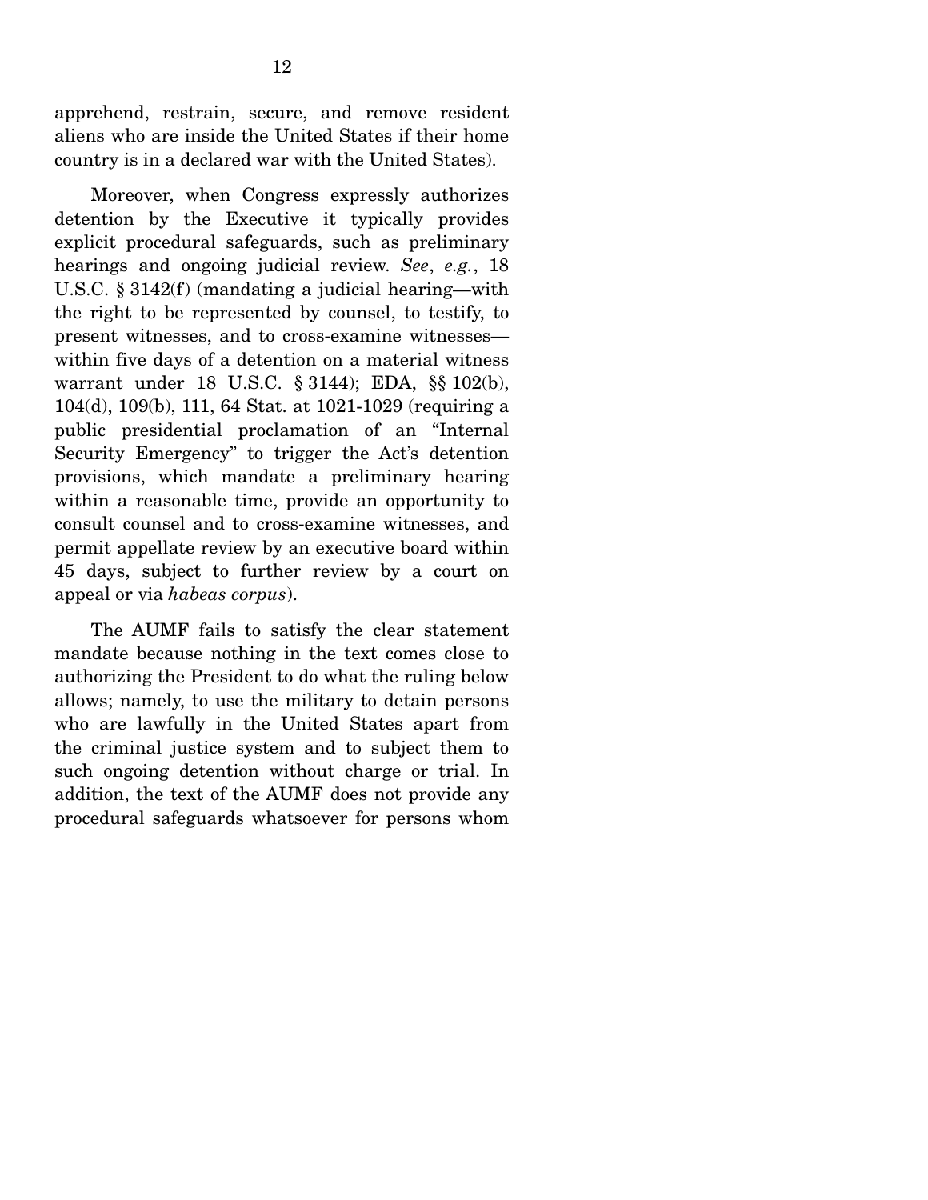apprehend, restrain, secure, and remove resident aliens who are inside the United States if their home country is in a declared war with the United States).

Moreover, when Congress expressly authorizes detention by the Executive it typically provides explicit procedural safeguards, such as preliminary hearings and ongoing judicial review. *See*, *e.g.*, 18 U.S.C. § 3142(f) (mandating a judicial hearing—with the right to be represented by counsel, to testify, to present witnesses, and to cross-examine witnesses—within five days of a detention on a material witness warrant under 18 U.S.C. § 3144); EDA, §§ 102(b), 104(d), 109(b), 111, 64 Stat. at 1021-1029 (requiring a public presidential proclamation of an "Internal Security Emergency" to trigger the Act's detention provisions, which mandate a preliminary hearing within a reasonable time, provide an opportunity to consult counsel and to cross-examine witnesses, and permit appellate review by an executive board within 45 days, subject to further review by a court on appeal or via *habeas corpus*).

The AUMF fails to satisfy the clear statement mandate because nothing in the text comes close to authorizing the President to do what the ruling below allows; namely, to use the military to detain persons who are lawfully in the United States apart from the criminal justice system and to subject them to such ongoing detention without charge or trial. In addition, the text of the AUMF does not provide any procedural safeguards whatsoever for persons whom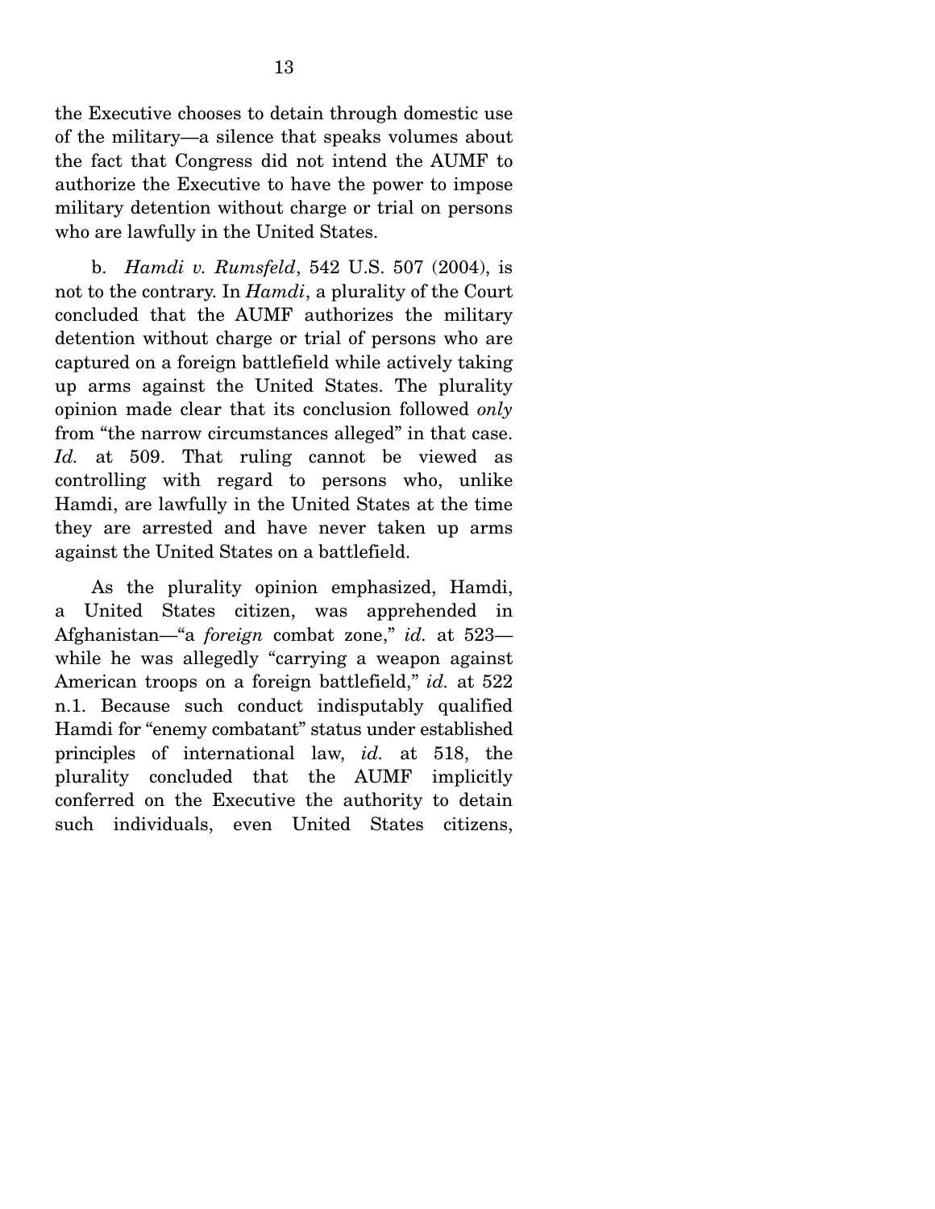the Executive chooses to detain through domestic use of the military—a silence that speaks volumes about the fact that Congress did not intend the AUMF to authorize the Executive to have the power to impose military detention without charge or trial on persons who are lawfully in the United States.

b. *Hamdi v. Rumsfeld*, 542 U.S. 507 (2004), is not to the contrary. In *Hamdi*, a plurality of the Court concluded that the AUMF authorizes the military detention without charge or trial of persons who are captured on a foreign battlefield while actively taking up arms against the United States. The plurality opinion made clear that its conclusion followed *only* from "the narrow circumstances alleged" in that case. *Id.* at 509. That ruling cannot be viewed as controlling with regard to persons who, unlike Hamdi, are lawfully in the United States at the time they are arrested and have never taken up arms against the United States on a battlefield.

As the plurality opinion emphasized, Hamdi, a United States citizen, was apprehended in Afghanistan—"a *foreign* combat zone," *id.* at 523—while he was allegedly "carrying a weapon against American troops on a foreign battlefield," *id.* at 522 n.1. Because such conduct indisputably qualified Hamdi for "enemy combatant" status under established principles of international law, *id.* at 518, the plurality concluded that the AUMF implicitly conferred on the Executive the authority to detain such individuals, even United States citizens,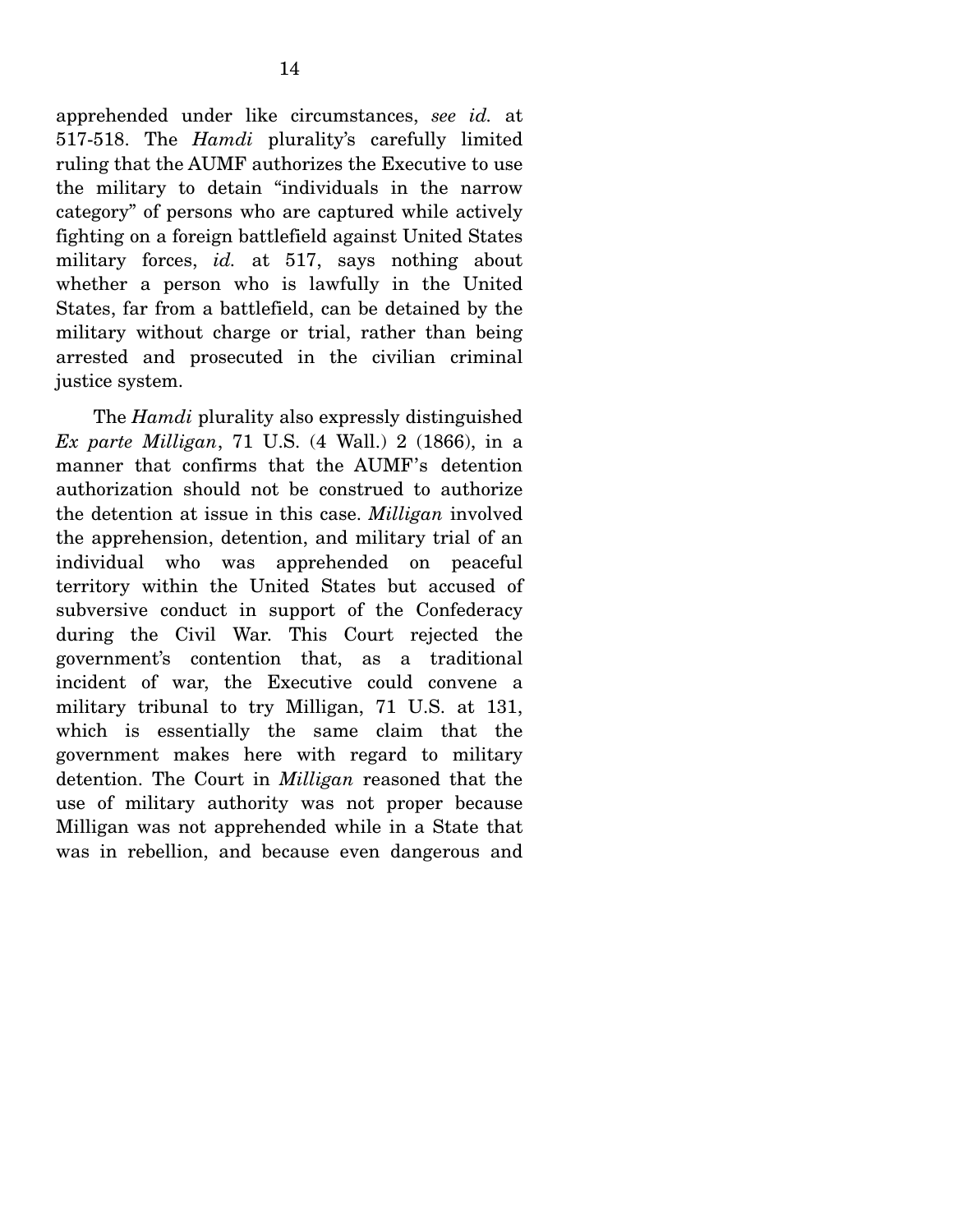apprehended under like circumstances, *see id.* at 517-518. The *Hamdi* plurality's carefully limited ruling that the AUMF authorizes the Executive to use the military to detain "individuals in the narrow category" of persons who are captured while actively fighting on a foreign battlefield against United States military forces, *id.* at 517, says nothing about whether a person who is lawfully in the United States, far from a battlefield, can be detained by the military without charge or trial, rather than being arrested and prosecuted in the civilian criminal justice system.

The *Hamdi* plurality also expressly distinguished *Ex parte Milligan*, 71 U.S. (4 Wall.) 2 (1866), in a manner that confirms that the AUMF's detention authorization should not be construed to authorize the detention at issue in this case. *Milligan* involved the apprehension, detention, and military trial of an individual who was apprehended on peaceful territory within the United States but accused of subversive conduct in support of the Confederacy during the Civil War. This Court rejected the government's contention that, as a traditional incident of war, the Executive could convene a military tribunal to try Milligan, 71 U.S. at 131, which is essentially the same claim that the government makes here with regard to military detention. The Court in *Milligan* reasoned that the use of military authority was not proper because Milligan was not apprehended while in a State that was in rebellion, and because even dangerous and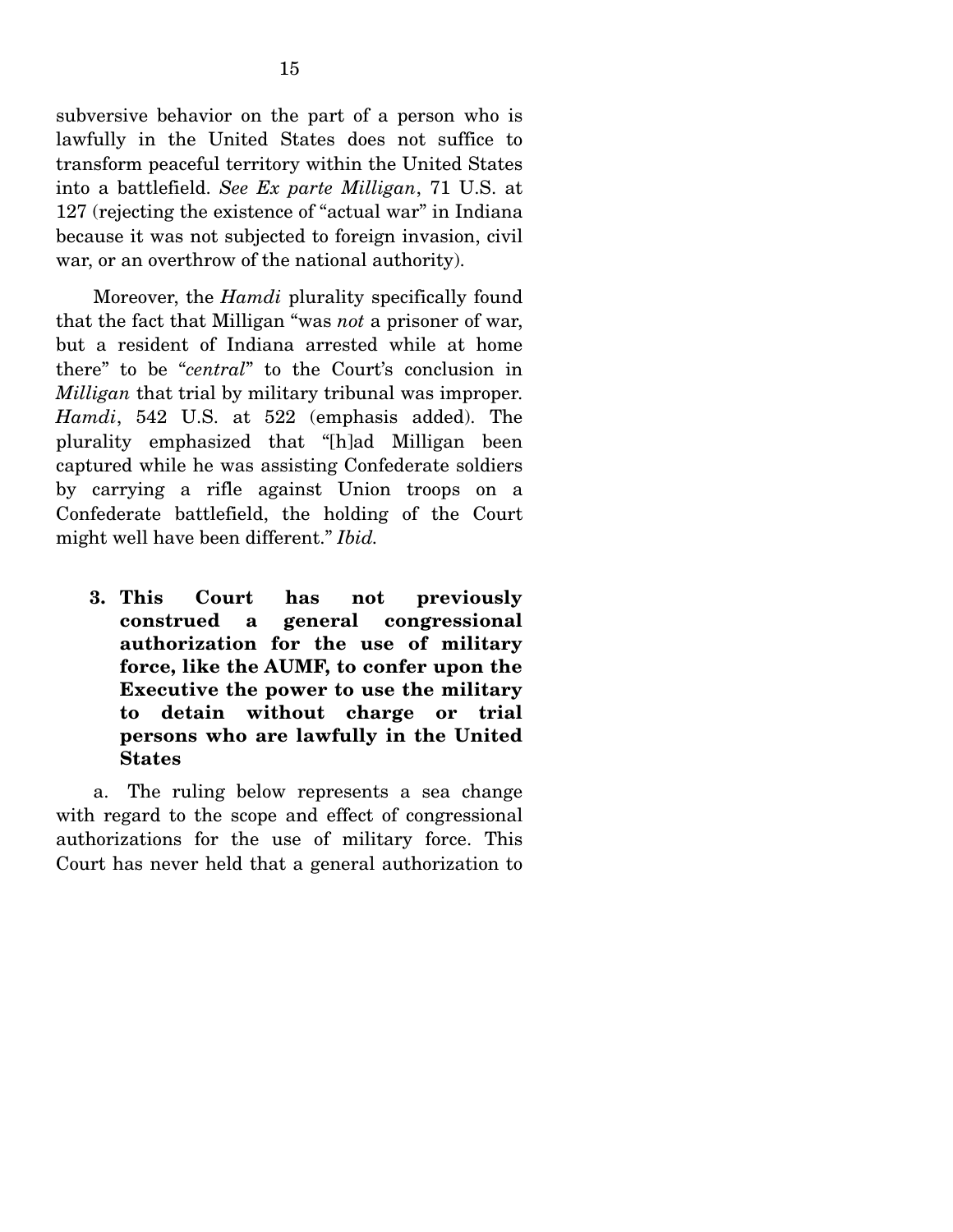subversive behavior on the part of a person who is lawfully in the United States does not suffice to transform peaceful territory within the United States into a battlefield. *See Ex parte Milligan*, 71 U.S. at 127 (rejecting the existence of "actual war" in Indiana because it was not subjected to foreign invasion, civil war, or an overthrow of the national authority).

Moreover, the *Hamdi* plurality specifically found that the fact that Milligan "was *not* a prisoner of war, but a resident of Indiana arrested while at home there" to be "*central*" to the Court's conclusion in *Milligan* that trial by military tribunal was improper. *Hamdi*, 542 U.S. at 522 (emphasis added). The plurality emphasized that "[h]ad Milligan been captured while he was assisting Confederate soldiers by carrying a rifle against Union troops on a Confederate battlefield, the holding of the Court might well have been different." *Ibid.*

**3. This Court has not previously construed a general congressional authorization for the use of military force, like the AUMF, to confer upon the Executive the power to use the military to detain without charge or trial persons who are lawfully in the United States**

a. The ruling below represents a sea change with regard to the scope and effect of congressional authorizations for the use of military force. This Court has never held that a general authorization to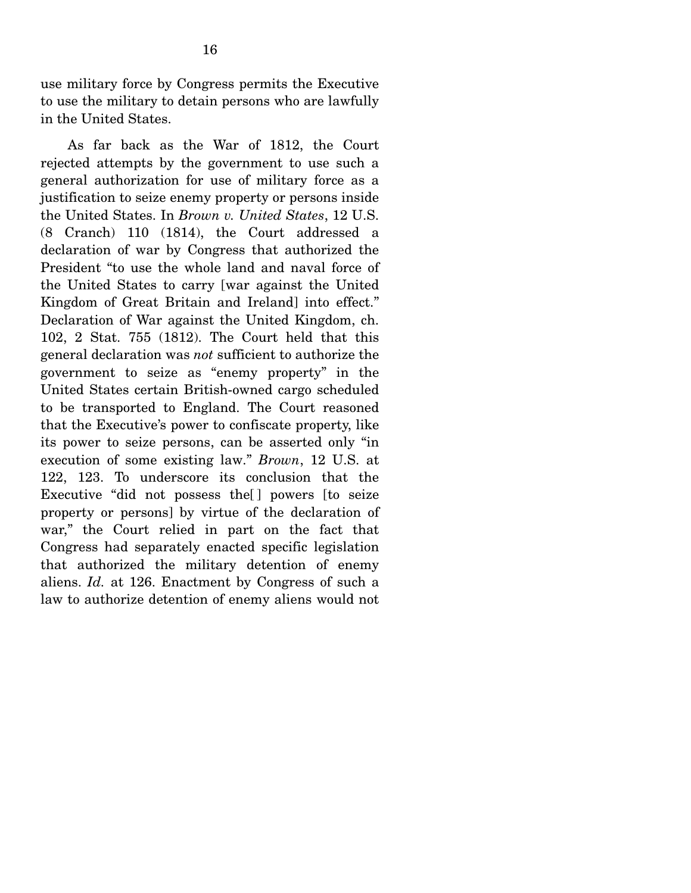use military force by Congress permits the Executive to use the military to detain persons who are lawfully in the United States.

As far back as the War of 1812, the Court rejected attempts by the government to use such a general authorization for use of military force as a justification to seize enemy property or persons inside the United States. In *Brown v. United States*, 12 U.S. (8 Cranch) 110 (1814), the Court addressed a declaration of war by Congress that authorized the President "to use the whole land and naval force of the United States to carry [war against the United Kingdom of Great Britain and Ireland] into effect." Declaration of War against the United Kingdom, ch. 102, 2 Stat. 755 (1812). The Court held that this general declaration was *not* sufficient to authorize the government to seize as "enemy property" in the United States certain British-owned cargo scheduled to be transported to England. The Court reasoned that the Executive's power to confiscate property, like its power to seize persons, can be asserted only "in execution of some existing law." *Brown*, 12 U.S. at 122, 123. To underscore its conclusion that the Executive "did not possess the[ ] powers [to seize property or persons] by virtue of the declaration of war," the Court relied in part on the fact that Congress had separately enacted specific legislation that authorized the military detention of enemy aliens. *Id.* at 126. Enactment by Congress of such a law to authorize detention of enemy aliens would not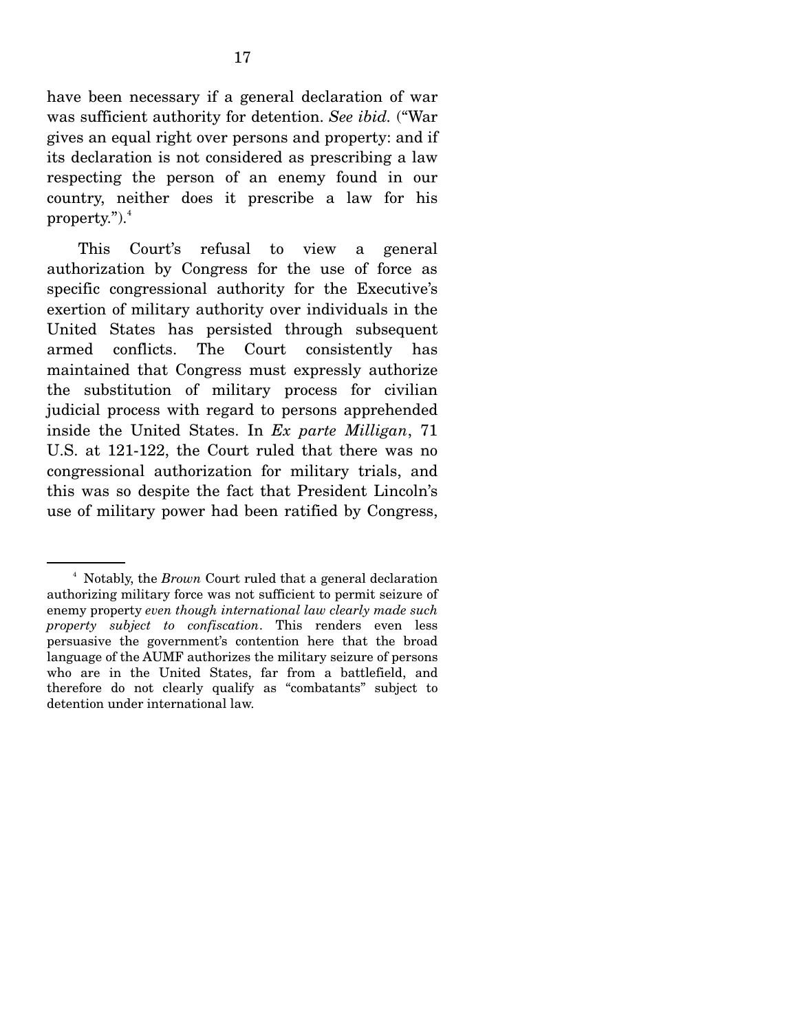have been necessary if a general declaration of war was sufficient authority for detention. *See ibid.* ("War gives an equal right over persons and property: and if its declaration is not considered as prescribing a law respecting the person of an enemy found in our country, neither does it prescribe a law for his property.").[4]

This Court's refusal to view a general authorization by Congress for the use of force as specific congressional authority for the Executive's exertion of military authority over individuals in the United States has persisted through subsequent armed conflicts. The Court consistently has maintained that Congress must expressly authorize the substitution of military process for civilian judicial process with regard to persons apprehended inside the United States. In *Ex parte Milligan*, 71 U.S. at 121-122, the Court ruled that there was no congressional authorization for military trials, and this was so despite the fact that President Lincoln's use of military power had been ratified by Congress,

---

[4] Notably, the *Brown* Court ruled that a general declaration authorizing military force was not sufficient to permit seizure of enemy property *even though international law clearly made such property subject to confiscation*. This renders even less persuasive the government's contention here that the broad language of the AUMF authorizes the military seizure of persons who are in the United States, far from a battlefield, and therefore do not clearly qualify as "combatants" subject to detention under international law.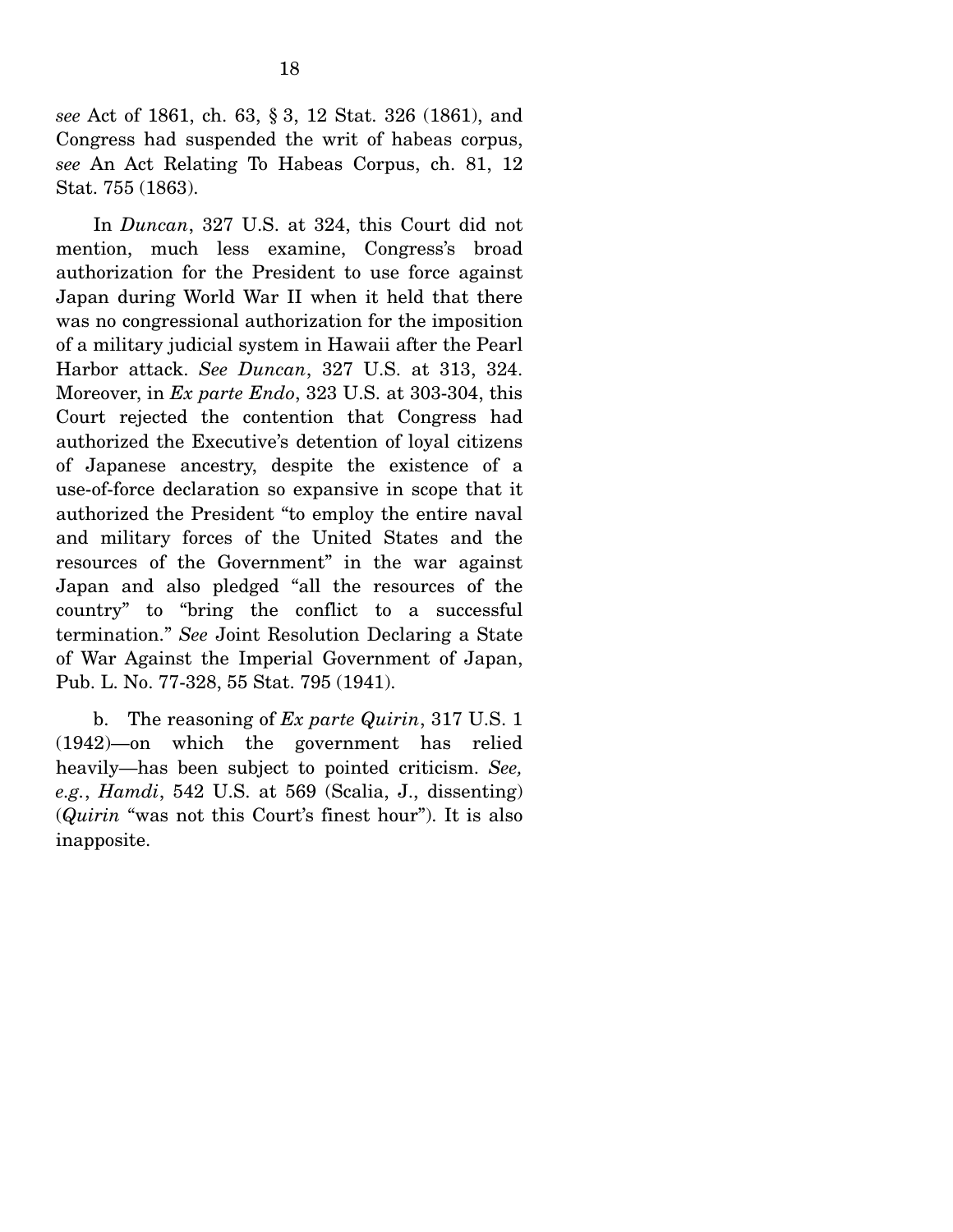*see* Act of 1861, ch. 63, § 3, 12 Stat. 326 (1861), and Congress had suspended the writ of habeas corpus, *see* An Act Relating To Habeas Corpus, ch. 81, 12 Stat. 755 (1863).

In *Duncan*, 327 U.S. at 324, this Court did not mention, much less examine, Congress's broad authorization for the President to use force against Japan during World War II when it held that there was no congressional authorization for the imposition of a military judicial system in Hawaii after the Pearl Harbor attack. *See Duncan*, 327 U.S. at 313, 324. Moreover, in *Ex parte Endo*, 323 U.S. at 303-304, this Court rejected the contention that Congress had authorized the Executive's detention of loyal citizens of Japanese ancestry, despite the existence of a use-of-force declaration so expansive in scope that it authorized the President "to employ the entire naval and military forces of the United States and the resources of the Government" in the war against Japan and also pledged "all the resources of the country" to "bring the conflict to a successful termination." *See* Joint Resolution Declaring a State of War Against the Imperial Government of Japan, Pub. L. No. 77-328, 55 Stat. 795 (1941).

b. The reasoning of *Ex parte Quirin*, 317 U.S. 1 (1942)—on which the government has relied heavily—has been subject to pointed criticism. *See, e.g.*, *Hamdi*, 542 U.S. at 569 (Scalia, J., dissenting) (*Quirin* "was not this Court's finest hour"). It is also inapposite.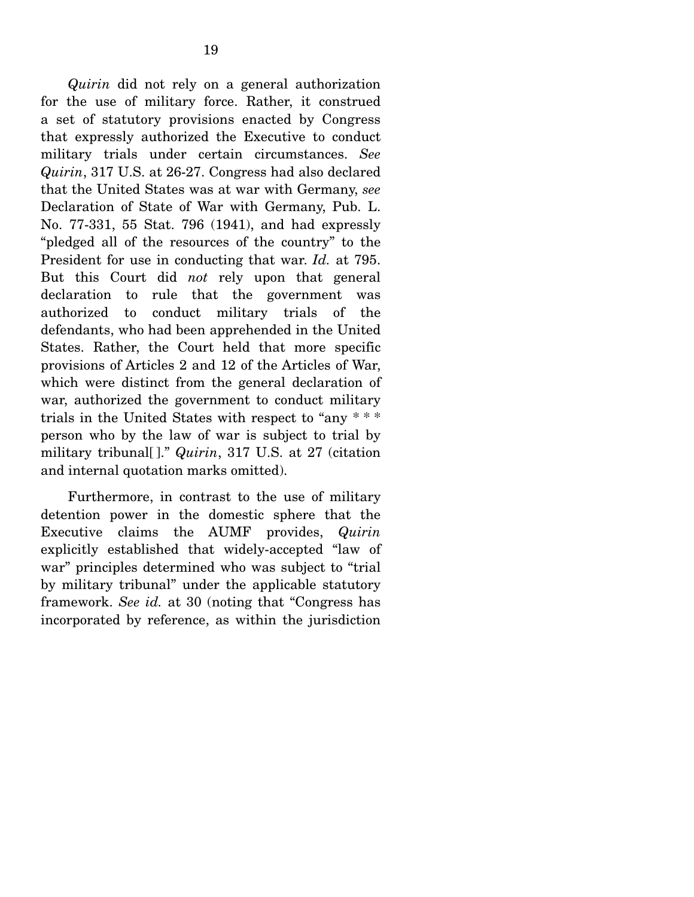*Quirin* did not rely on a general authorization for the use of military force. Rather, it construed a set of statutory provisions enacted by Congress that expressly authorized the Executive to conduct military trials under certain circumstances. *See Quirin*, 317 U.S. at 26-27. Congress had also declared that the United States was at war with Germany, *see* Declaration of State of War with Germany, Pub. L. No. 77-331, 55 Stat. 796 (1941), and had expressly "pledged all of the resources of the country" to the President for use in conducting that war. *Id.* at 795. But this Court did *not* rely upon that general declaration to rule that the government was authorized to conduct military trials of the defendants, who had been apprehended in the United States. Rather, the Court held that more specific provisions of Articles 2 and 12 of the Articles of War, which were distinct from the general declaration of war, authorized the government to conduct military trials in the United States with respect to "any * * * person who by the law of war is subject to trial by military tribunal[ ]." *Quirin*, 317 U.S. at 27 (citation and internal quotation marks omitted).

Furthermore, in contrast to the use of military detention power in the domestic sphere that the Executive claims the AUMF provides, *Quirin* explicitly established that widely-accepted "law of war" principles determined who was subject to "trial by military tribunal" under the applicable statutory framework. *See id.* at 30 (noting that "Congress has incorporated by reference, as within the jurisdiction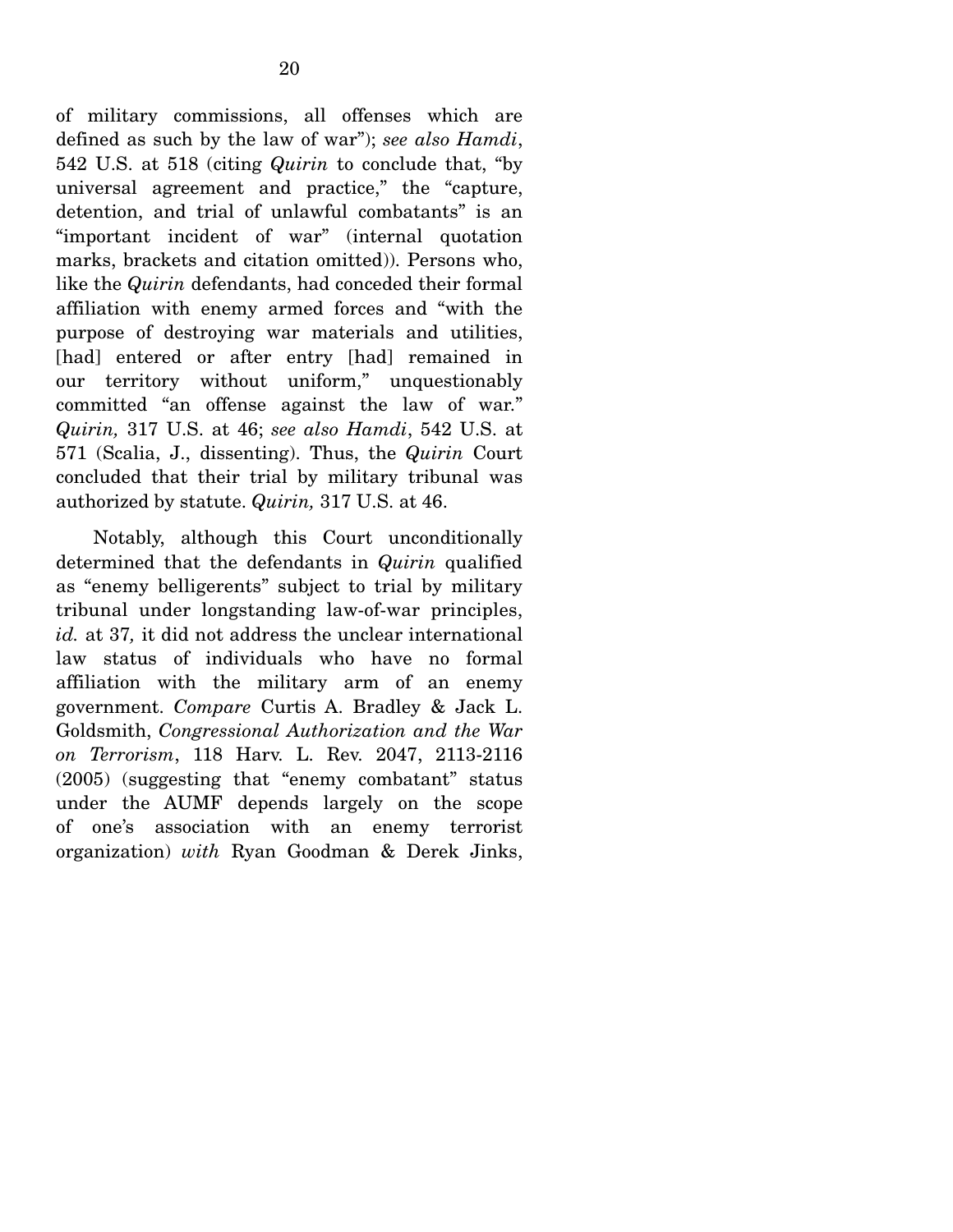of military commissions, all offenses which are defined as such by the law of war"); *see also Hamdi*, 542 U.S. at 518 (citing *Quirin* to conclude that, "by universal agreement and practice," the "capture, detention, and trial of unlawful combatants" is an "important incident of war" (internal quotation marks, brackets and citation omitted)). Persons who, like the *Quirin* defendants, had conceded their formal affiliation with enemy armed forces and "with the purpose of destroying war materials and utilities, [had] entered or after entry [had] remained in our territory without uniform," unquestionably committed "an offense against the law of war." *Quirin,* 317 U.S. at 46; *see also Hamdi*, 542 U.S. at 571 (Scalia, J., dissenting). Thus, the *Quirin* Court concluded that their trial by military tribunal was authorized by statute. *Quirin,* 317 U.S. at 46.

Notably, although this Court unconditionally determined that the defendants in *Quirin* qualified as "enemy belligerents" subject to trial by military tribunal under longstanding law-of-war principles, *id.* at 37, it did not address the unclear international law status of individuals who have no formal affiliation with the military arm of an enemy government. *Compare* Curtis A. Bradley & Jack L. Goldsmith, *Congressional Authorization and the War on Terrorism*, 118 Harv. L. Rev. 2047, 2113-2116 (2005) (suggesting that "enemy combatant" status under the AUMF depends largely on the scope of one's association with an enemy terrorist organization) *with* Ryan Goodman & Derek Jinks,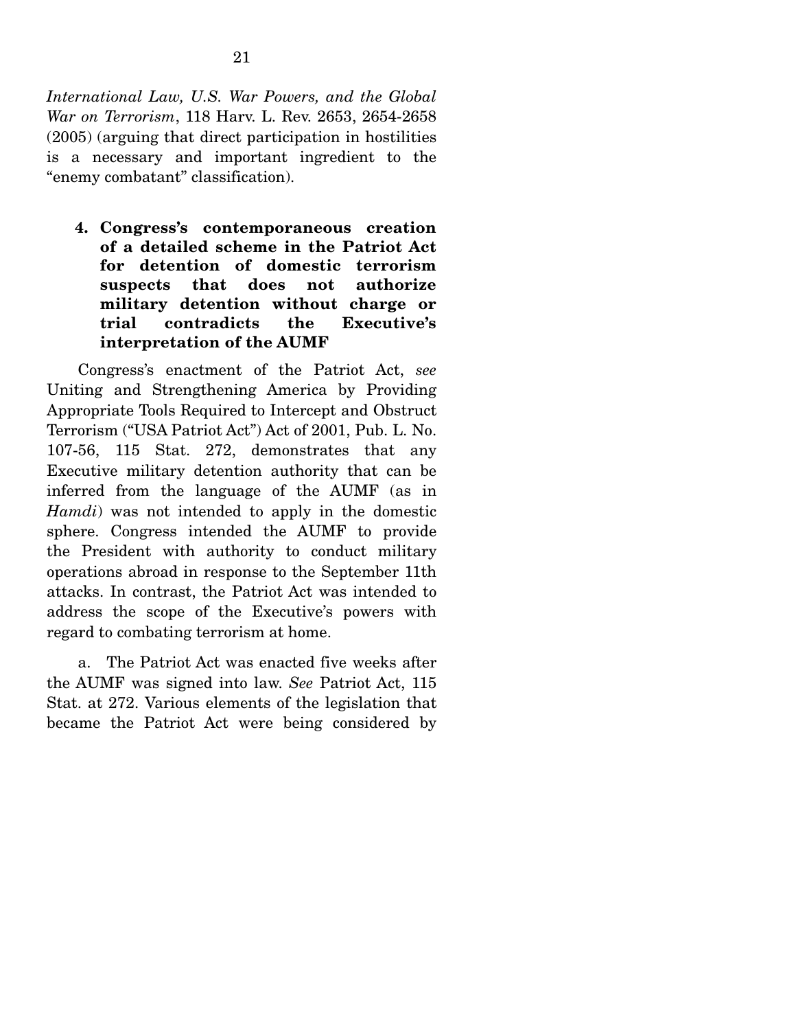*International Law, U.S. War Powers, and the Global War on Terrorism*, 118 Harv. L. Rev. 2653, 2654-2658 (2005) (arguing that direct participation in hostilities is a necessary and important ingredient to the "enemy combatant" classification).

**4. Congress's contemporaneous creation of a detailed scheme in the Patriot Act for detention of domestic terrorism suspects that does not authorize military detention without charge or trial contradicts the Executive's interpretation of the AUMF**

Congress's enactment of the Patriot Act, *see* Uniting and Strengthening America by Providing Appropriate Tools Required to Intercept and Obstruct Terrorism ("USA Patriot Act") Act of 2001, Pub. L. No. 107-56, 115 Stat. 272, demonstrates that any Executive military detention authority that can be inferred from the language of the AUMF (as in *Hamdi*) was not intended to apply in the domestic sphere. Congress intended the AUMF to provide the President with authority to conduct military operations abroad in response to the September 11th attacks. In contrast, the Patriot Act was intended to address the scope of the Executive's powers with regard to combating terrorism at home.

a. The Patriot Act was enacted five weeks after the AUMF was signed into law. *See* Patriot Act, 115 Stat. at 272. Various elements of the legislation that became the Patriot Act were being considered by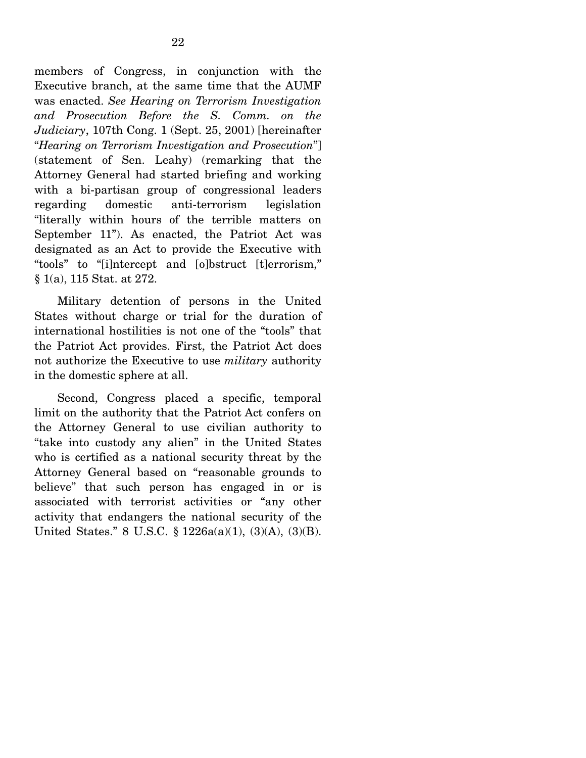members of Congress, in conjunction with the Executive branch, at the same time that the AUMF was enacted. *See Hearing on Terrorism Investigation and Prosecution Before the S. Comm. on the Judiciary*, 107th Cong. 1 (Sept. 25, 2001) [hereinafter "*Hearing on Terrorism Investigation and Prosecution*"] (statement of Sen. Leahy) (remarking that the Attorney General had started briefing and working with a bi-partisan group of congressional leaders regarding domestic anti-terrorism legislation "literally within hours of the terrible matters on September 11"). As enacted, the Patriot Act was designated as an Act to provide the Executive with "tools" to "[i]ntercept and [o]bstruct [t]errorism," § 1(a), 115 Stat. at 272.

Military detention of persons in the United States without charge or trial for the duration of international hostilities is not one of the "tools" that the Patriot Act provides. First, the Patriot Act does not authorize the Executive to use *military* authority in the domestic sphere at all.

Second, Congress placed a specific, temporal limit on the authority that the Patriot Act confers on the Attorney General to use civilian authority to "take into custody any alien" in the United States who is certified as a national security threat by the Attorney General based on "reasonable grounds to believe" that such person has engaged in or is associated with terrorist activities or "any other activity that endangers the national security of the United States." 8 U.S.C. § 1226a(a)(1), (3)(A), (3)(B).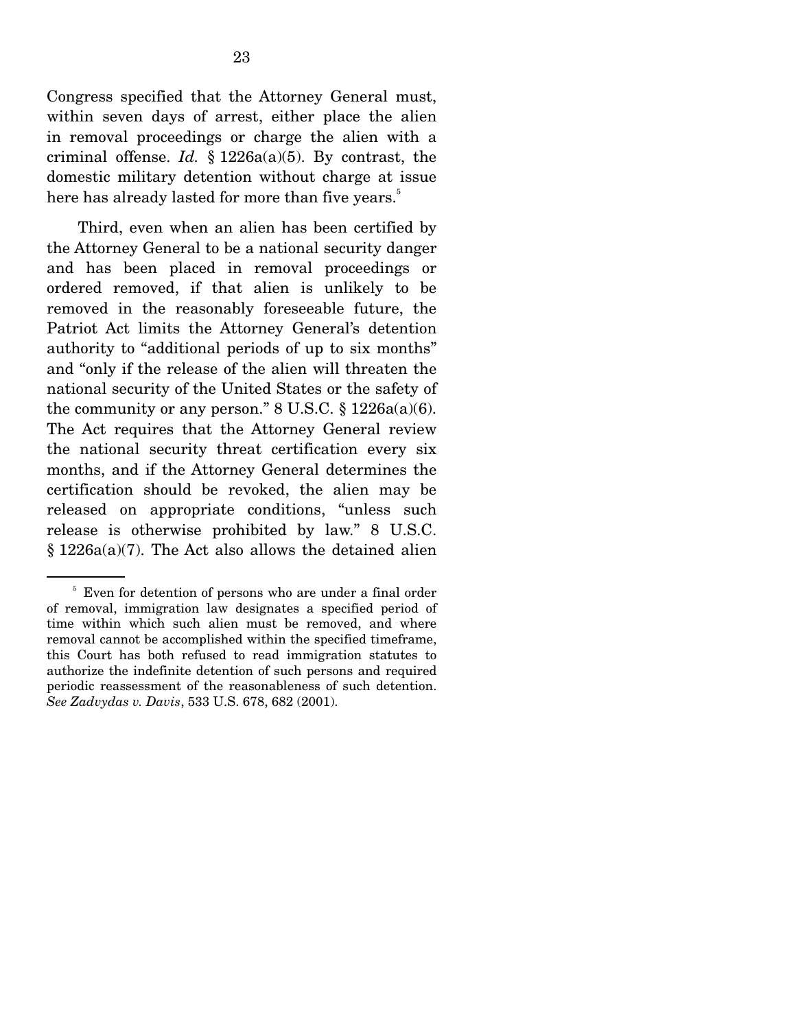Congress specified that the Attorney General must, within seven days of arrest, either place the alien in removal proceedings or charge the alien with a criminal offense. *Id.* § 1226a(a)(5). By contrast, the domestic military detention without charge at issue here has already lasted for more than five years.[5]

Third, even when an alien has been certified by the Attorney General to be a national security danger and has been placed in removal proceedings or ordered removed, if that alien is unlikely to be removed in the reasonably foreseeable future, the Patriot Act limits the Attorney General's detention authority to "additional periods of up to six months" and "only if the release of the alien will threaten the national security of the United States or the safety of the community or any person." 8 U.S.C. § 1226a(a)(6). The Act requires that the Attorney General review the national security threat certification every six months, and if the Attorney General determines the certification should be revoked, the alien may be released on appropriate conditions, "unless such release is otherwise prohibited by law." 8 U.S.C. § 1226a(a)(7). The Act also allows the detained alien

---

[5] Even for detention of persons who are under a final order of removal, immigration law designates a specified period of time within which such alien must be removed, and where removal cannot be accomplished within the specified timeframe, this Court has both refused to read immigration statutes to authorize the indefinite detention of such persons and required periodic reassessment of the reasonableness of such detention. *See Zadvydas v. Davis*, 533 U.S. 678, 682 (2001).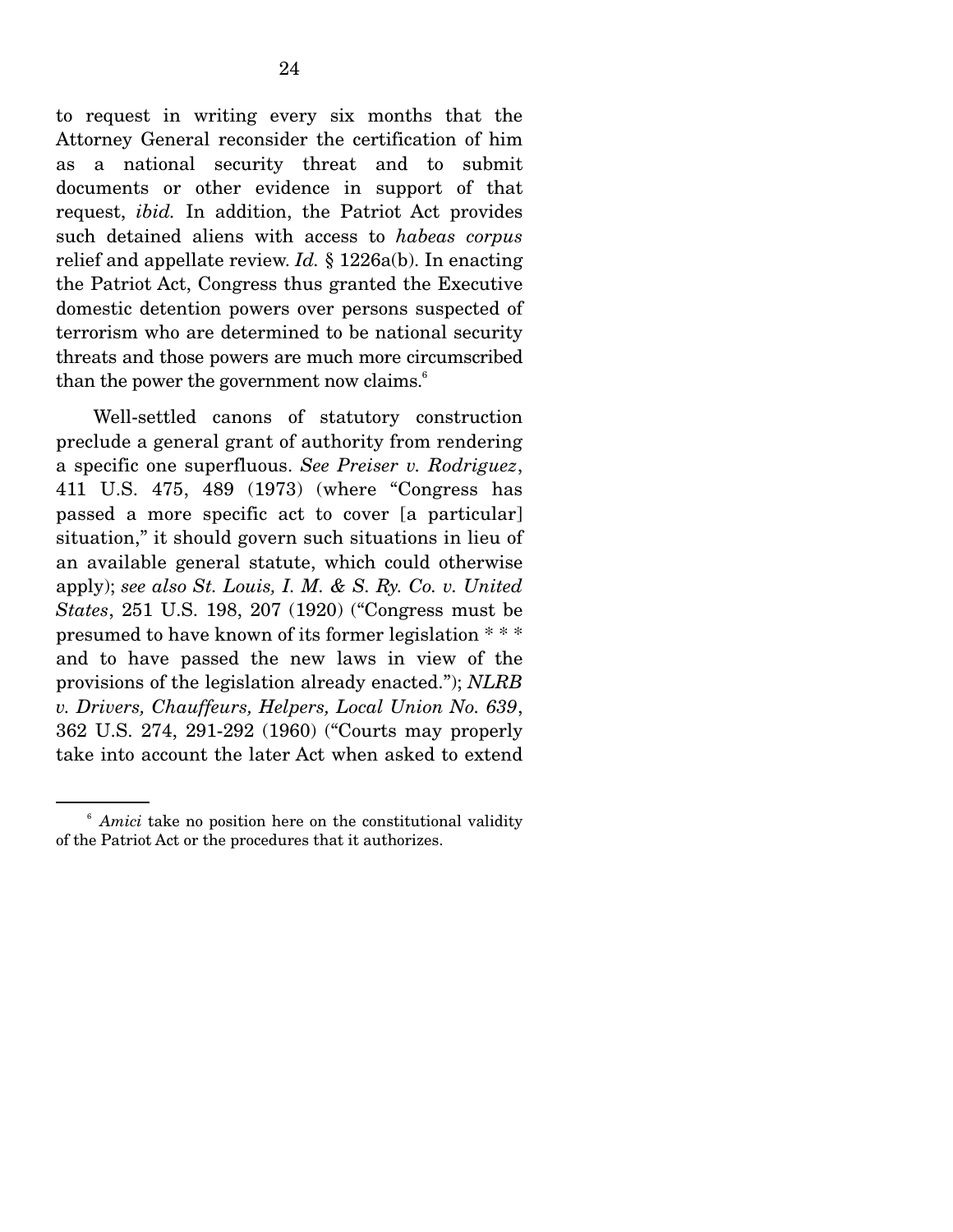to request in writing every six months that the Attorney General reconsider the certification of him as a national security threat and to submit documents or other evidence in support of that request, *ibid.* In addition, the Patriot Act provides such detained aliens with access to *habeas corpus* relief and appellate review. *Id.* § 1226a(b). In enacting the Patriot Act, Congress thus granted the Executive domestic detention powers over persons suspected of terrorism who are determined to be national security threats and those powers are much more circumscribed than the power the government now claims.[6]

Well-settled canons of statutory construction preclude a general grant of authority from rendering a specific one superfluous. *See Preiser v. Rodriguez*, 411 U.S. 475, 489 (1973) (where "Congress has passed a more specific act to cover [a particular] situation," it should govern such situations in lieu of an available general statute, which could otherwise apply); *see also St. Louis, I. M. & S. Ry. Co. v. United States*, 251 U.S. 198, 207 (1920) ("Congress must be presumed to have known of its former legislation * * * and to have passed the new laws in view of the provisions of the legislation already enacted."); *NLRB v. Drivers, Chauffeurs, Helpers, Local Union No. 639*, 362 U.S. 274, 291-292 (1960) ("Courts may properly take into account the later Act when asked to extend

---

[6] *Amici* take no position here on the constitutional validity of the Patriot Act or the procedures that it authorizes.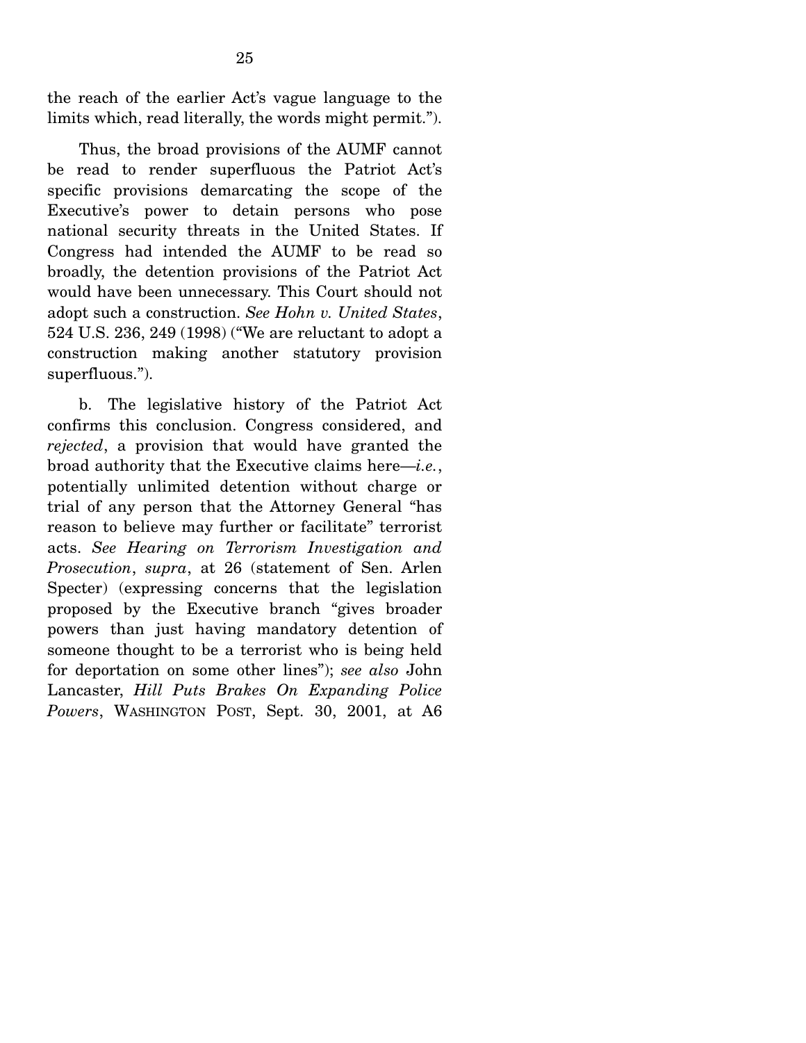the reach of the earlier Act's vague language to the limits which, read literally, the words might permit.").

Thus, the broad provisions of the AUMF cannot be read to render superfluous the Patriot Act's specific provisions demarcating the scope of the Executive's power to detain persons who pose national security threats in the United States. If Congress had intended the AUMF to be read so broadly, the detention provisions of the Patriot Act would have been unnecessary. This Court should not adopt such a construction. *See Hohn v. United States*, 524 U.S. 236, 249 (1998) ("We are reluctant to adopt a construction making another statutory provision superfluous.").

b. The legislative history of the Patriot Act confirms this conclusion. Congress considered, and *rejected*, a provision that would have granted the broad authority that the Executive claims here—*i.e.*, potentially unlimited detention without charge or trial of any person that the Attorney General "has reason to believe may further or facilitate" terrorist acts. *See Hearing on Terrorism Investigation and Prosecution*, *supra*, at 26 (statement of Sen. Arlen Specter) (expressing concerns that the legislation proposed by the Executive branch "gives broader powers than just having mandatory detention of someone thought to be a terrorist who is being held for deportation on some other lines"); *see also* John Lancaster, *Hill Puts Brakes On Expanding Police Powers*, WASHINGTON POST, Sept. 30, 2001, at A6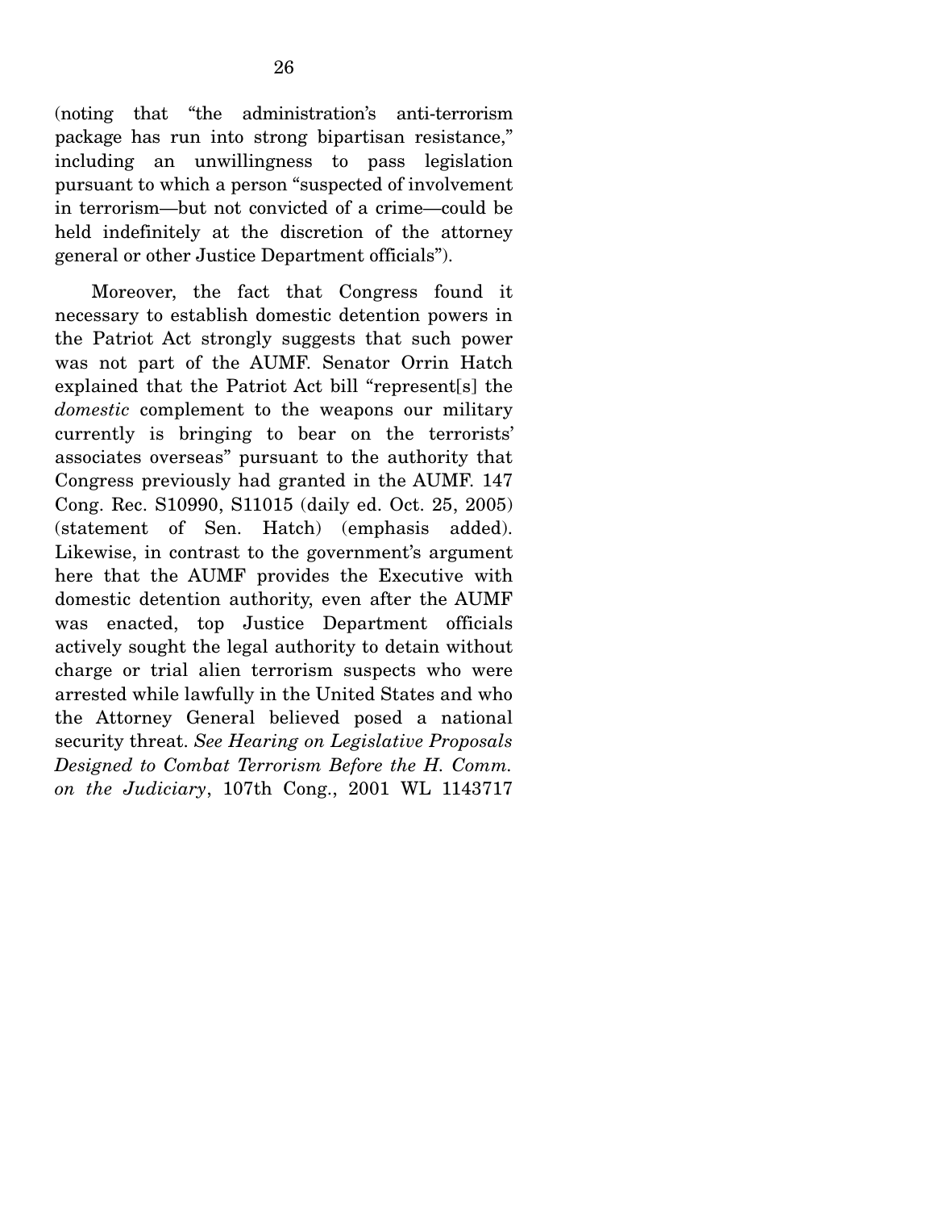(noting that "the administration's anti-terrorism package has run into strong bipartisan resistance," including an unwillingness to pass legislation pursuant to which a person "suspected of involvement in terrorism—but not convicted of a crime—could be held indefinitely at the discretion of the attorney general or other Justice Department officials").

Moreover, the fact that Congress found it necessary to establish domestic detention powers in the Patriot Act strongly suggests that such power was not part of the AUMF. Senator Orrin Hatch explained that the Patriot Act bill "represent[s] the *domestic* complement to the weapons our military currently is bringing to bear on the terrorists' associates overseas" pursuant to the authority that Congress previously had granted in the AUMF. 147 Cong. Rec. S10990, S11015 (daily ed. Oct. 25, 2005) (statement of Sen. Hatch) (emphasis added). Likewise, in contrast to the government's argument here that the AUMF provides the Executive with domestic detention authority, even after the AUMF was enacted, top Justice Department officials actively sought the legal authority to detain without charge or trial alien terrorism suspects who were arrested while lawfully in the United States and who the Attorney General believed posed a national security threat. *See Hearing on Legislative Proposals Designed to Combat Terrorism Before the H. Comm. on the Judiciary*, 107th Cong., 2001 WL 1143717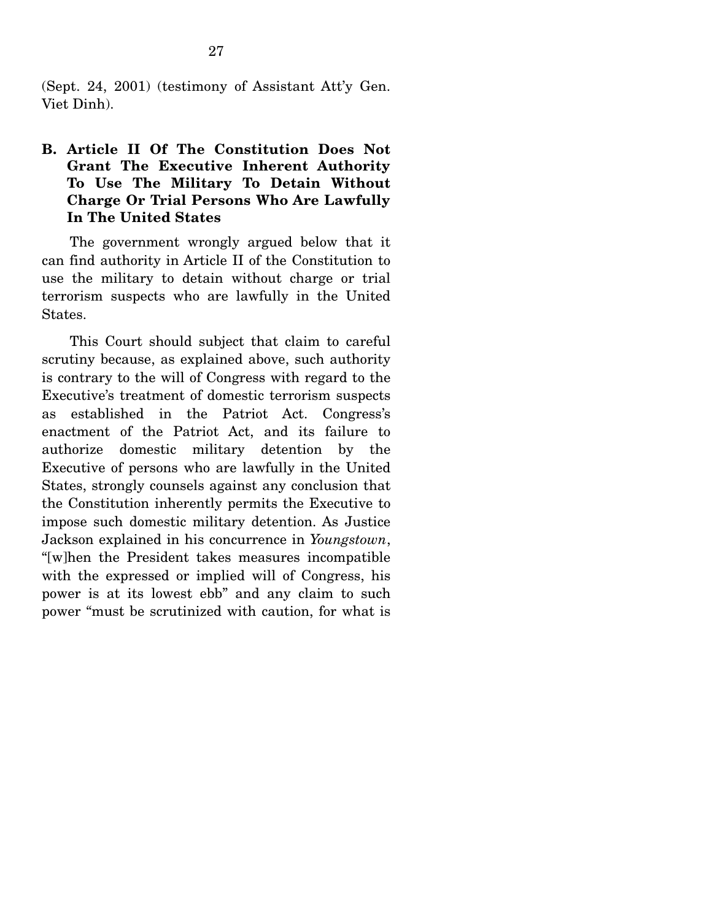(Sept. 24, 2001) (testimony of Assistant Att'y Gen. Viet Dinh).

### B. Article II Of The Constitution Does Not Grant The Executive Inherent Authority To Use The Military To Detain Without Charge Or Trial Persons Who Are Lawfully In The United States

The government wrongly argued below that it can find authority in Article II of the Constitution to use the military to detain without charge or trial terrorism suspects who are lawfully in the United States.

This Court should subject that claim to careful scrutiny because, as explained above, such authority is contrary to the will of Congress with regard to the Executive's treatment of domestic terrorism suspects as established in the Patriot Act. Congress's enactment of the Patriot Act, and its failure to authorize domestic military detention by the Executive of persons who are lawfully in the United States, strongly counsels against any conclusion that the Constitution inherently permits the Executive to impose such domestic military detention. As Justice Jackson explained in his concurrence in *Youngstown*, "[w]hen the President takes measures incompatible with the expressed or implied will of Congress, his power is at its lowest ebb" and any claim to such power "must be scrutinized with caution, for what is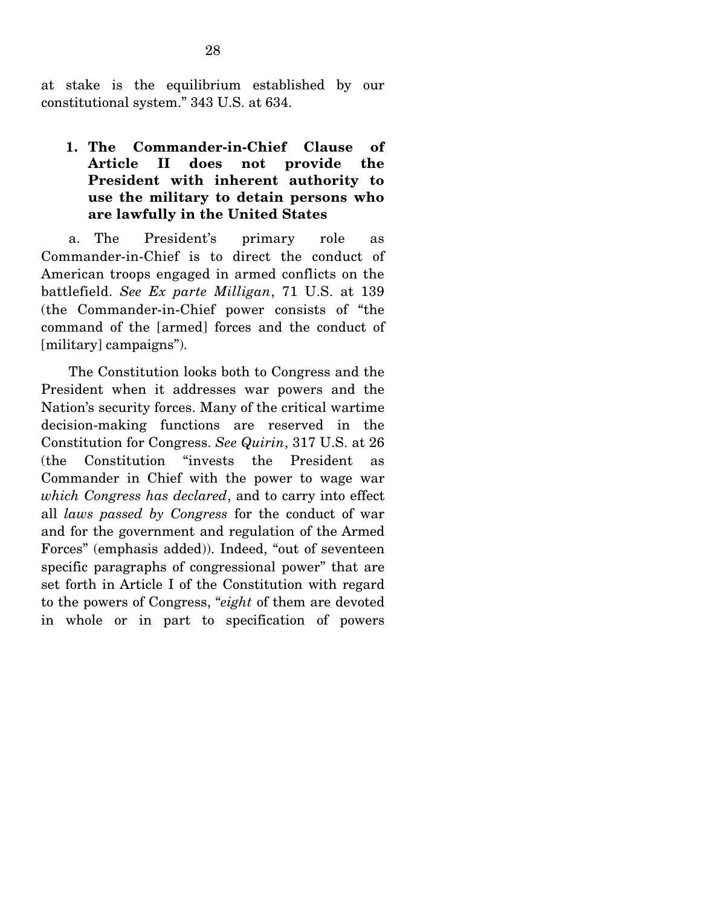at stake is the equilibrium established by our constitutional system." 343 U.S. at 634.

### 1. The Commander-in-Chief Clause of Article II does not provide the President with inherent authority to use the military to detain persons who are lawfully in the United States

a. The President's primary role as Commander-in-Chief is to direct the conduct of American troops engaged in armed conflicts on the battlefield. *See Ex parte Milligan*, 71 U.S. at 139 (the Commander-in-Chief power consists of "the command of the [armed] forces and the conduct of [military] campaigns").

The Constitution looks both to Congress and the President when it addresses war powers and the Nation's security forces. Many of the critical wartime decision-making functions are reserved in the Constitution for Congress. *See Quirin*, 317 U.S. at 26 (the Constitution "invests the President as Commander in Chief with the power to wage war *which Congress has declared*, and to carry into effect all *laws passed by Congress* for the conduct of war and for the government and regulation of the Armed Forces" (emphasis added)). Indeed, "out of seventeen specific paragraphs of congressional power" that are set forth in Article I of the Constitution with regard to the powers of Congress, "*eight* of them are devoted in whole or in part to specification of powers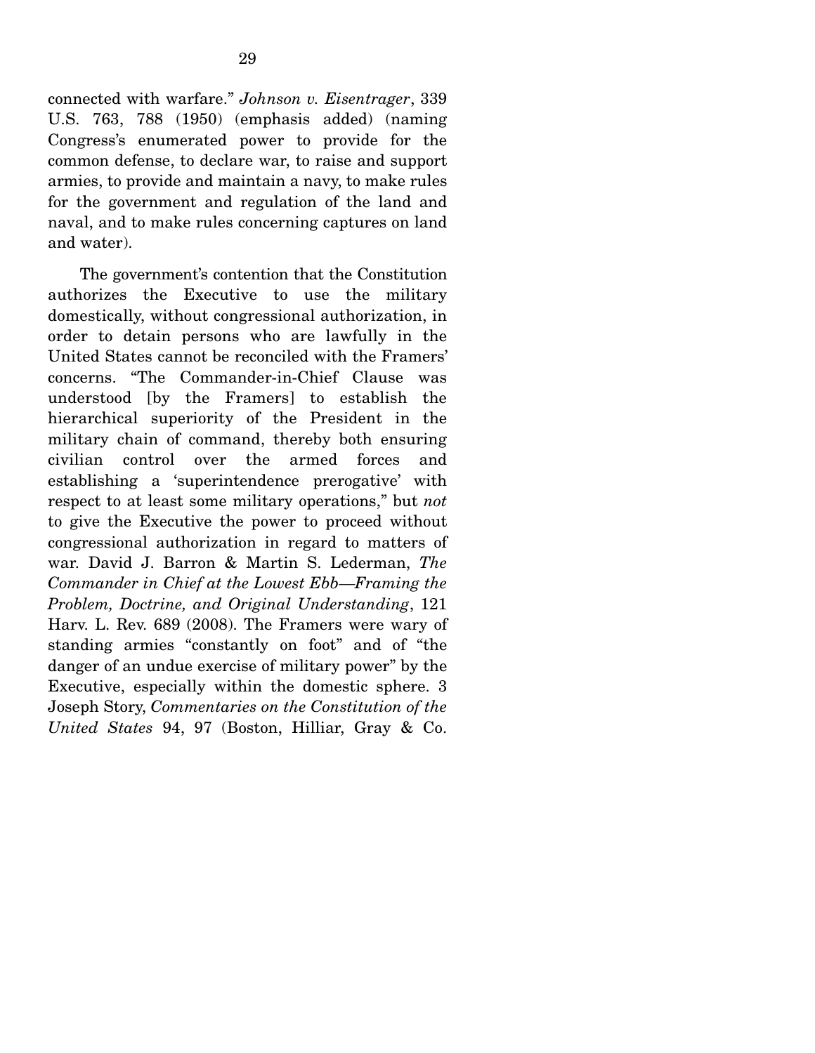connected with warfare." *Johnson v. Eisentrager*, 339 U.S. 763, 788 (1950) (emphasis added) (naming Congress's enumerated power to provide for the common defense, to declare war, to raise and support armies, to provide and maintain a navy, to make rules for the government and regulation of the land and naval, and to make rules concerning captures on land and water).

The government's contention that the Constitution authorizes the Executive to use the military domestically, without congressional authorization, in order to detain persons who are lawfully in the United States cannot be reconciled with the Framers' concerns. "The Commander-in-Chief Clause was understood [by the Framers] to establish the hierarchical superiority of the President in the military chain of command, thereby both ensuring civilian control over the armed forces and establishing a 'superintendence prerogative' with respect to at least some military operations," but *not* to give the Executive the power to proceed without congressional authorization in regard to matters of war. David J. Barron & Martin S. Lederman, *The Commander in Chief at the Lowest Ebb—Framing the Problem, Doctrine, and Original Understanding*, 121 Harv. L. Rev. 689 (2008). The Framers were wary of standing armies "constantly on foot" and of "the danger of an undue exercise of military power" by the Executive, especially within the domestic sphere. 3 Joseph Story, *Commentaries on the Constitution of the United States* 94, 97 (Boston, Hilliar, Gray & Co.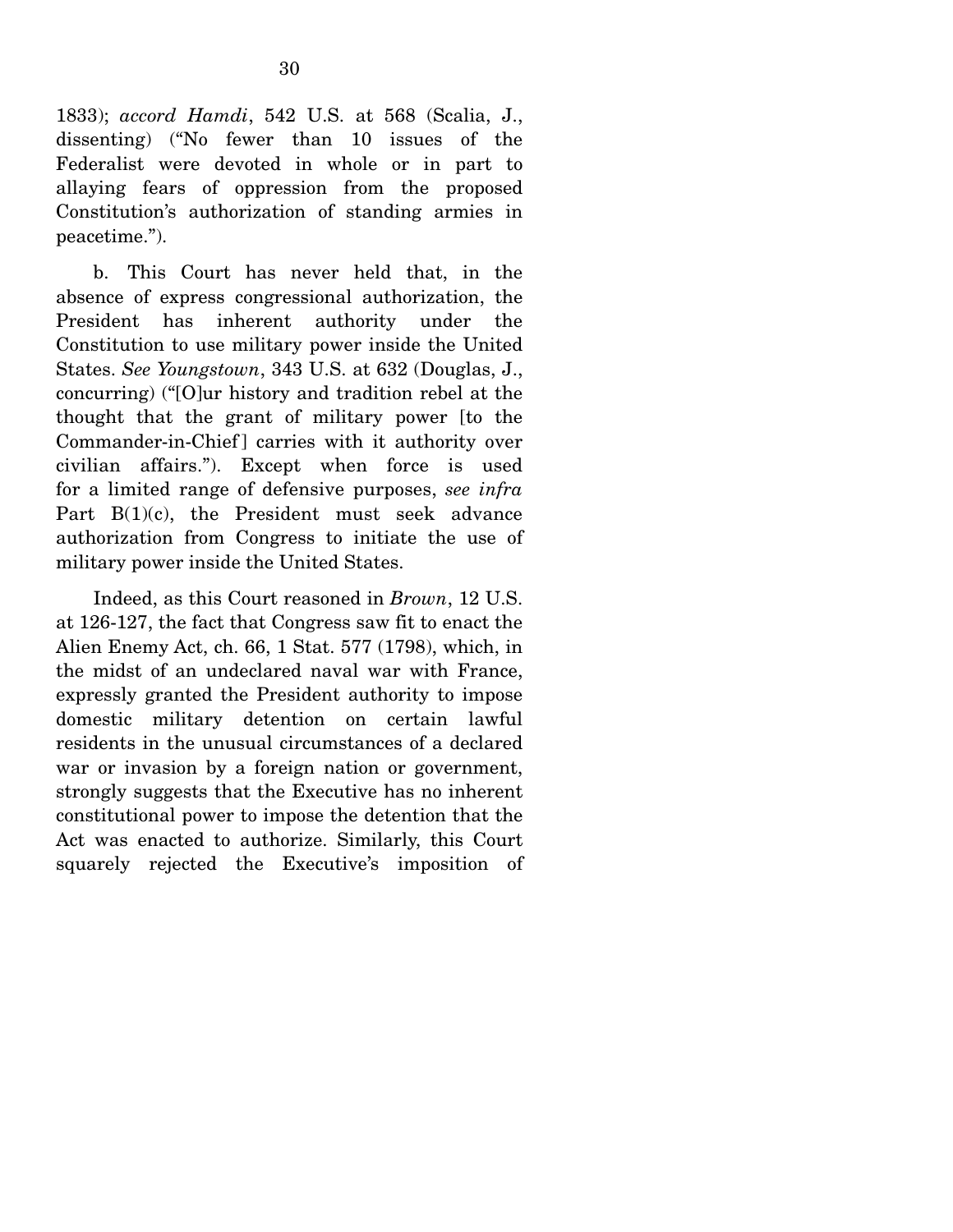1833); *accord Hamdi*, 542 U.S. at 568 (Scalia, J., dissenting) ("No fewer than 10 issues of the Federalist were devoted in whole or in part to allaying fears of oppression from the proposed Constitution's authorization of standing armies in peacetime.").

b. This Court has never held that, in the absence of express congressional authorization, the President has inherent authority under the Constitution to use military power inside the United States. *See Youngstown*, 343 U.S. at 632 (Douglas, J., concurring) ("[O]ur history and tradition rebel at the thought that the grant of military power [to the Commander-in-Chief] carries with it authority over civilian affairs."). Except when force is used for a limited range of defensive purposes, *see infra* Part B(1)(c), the President must seek advance authorization from Congress to initiate the use of military power inside the United States.

Indeed, as this Court reasoned in *Brown*, 12 U.S. at 126-127, the fact that Congress saw fit to enact the Alien Enemy Act, ch. 66, 1 Stat. 577 (1798), which, in the midst of an undeclared naval war with France, expressly granted the President authority to impose domestic military detention on certain lawful residents in the unusual circumstances of a declared war or invasion by a foreign nation or government, strongly suggests that the Executive has no inherent constitutional power to impose the detention that the Act was enacted to authorize. Similarly, this Court squarely rejected the Executive's imposition of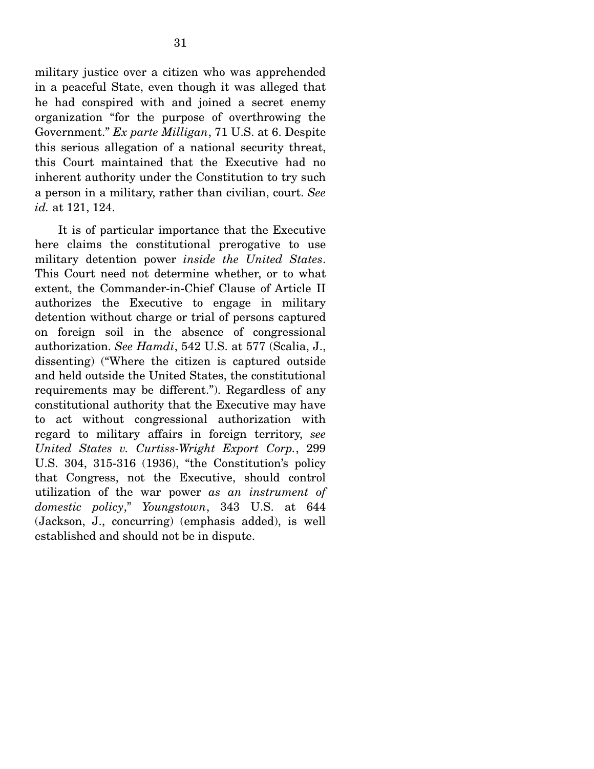military justice over a citizen who was apprehended in a peaceful State, even though it was alleged that he had conspired with and joined a secret enemy organization "for the purpose of overthrowing the Government." *Ex parte Milligan*, 71 U.S. at 6. Despite this serious allegation of a national security threat, this Court maintained that the Executive had no inherent authority under the Constitution to try such a person in a military, rather than civilian, court. *See id.* at 121, 124.

It is of particular importance that the Executive here claims the constitutional prerogative to use military detention power *inside the United States*. This Court need not determine whether, or to what extent, the Commander-in-Chief Clause of Article II authorizes the Executive to engage in military detention without charge or trial of persons captured on foreign soil in the absence of congressional authorization. *See Hamdi*, 542 U.S. at 577 (Scalia, J., dissenting) ("Where the citizen is captured outside and held outside the United States, the constitutional requirements may be different."). Regardless of any constitutional authority that the Executive may have to act without congressional authorization with regard to military affairs in foreign territory, *see United States v. Curtiss-Wright Export Corp.*, 299 U.S. 304, 315-316 (1936), "the Constitution's policy that Congress, not the Executive, should control utilization of the war power *as an instrument of domestic policy*," *Youngstown*, 343 U.S. at 644 (Jackson, J., concurring) (emphasis added), is well established and should not be in dispute.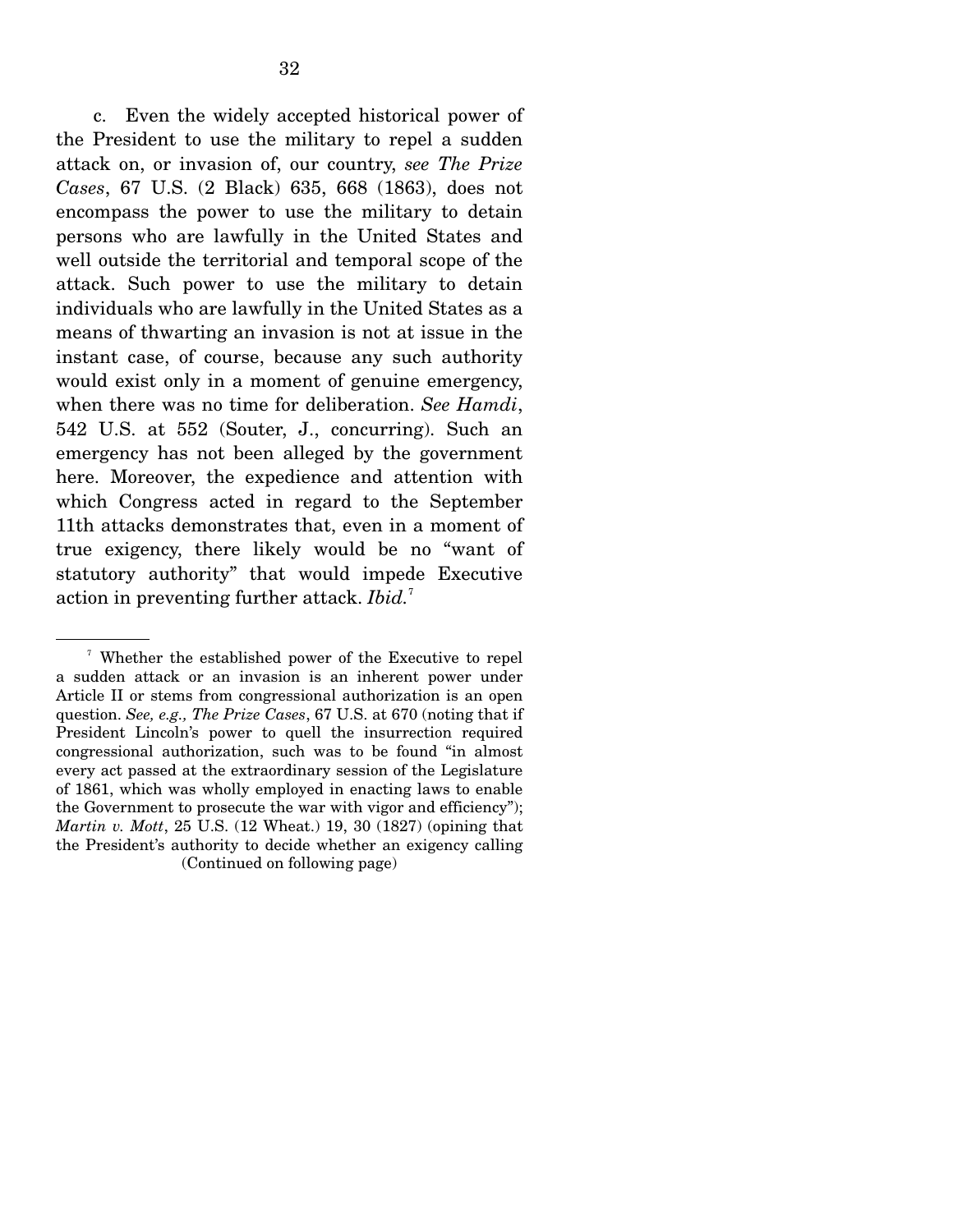c. Even the widely accepted historical power of the President to use the military to repel a sudden attack on, or invasion of, our country, *see The Prize Cases*, 67 U.S. (2 Black) 635, 668 (1863), does not encompass the power to use the military to detain persons who are lawfully in the United States and well outside the territorial and temporal scope of the attack. Such power to use the military to detain individuals who are lawfully in the United States as a means of thwarting an invasion is not at issue in the instant case, of course, because any such authority would exist only in a moment of genuine emergency, when there was no time for deliberation. *See Hamdi*, 542 U.S. at 552 (Souter, J., concurring). Such an emergency has not been alleged by the government here. Moreover, the expedience and attention with which Congress acted in regard to the September 11th attacks demonstrates that, even in a moment of true exigency, there likely would be no "want of statutory authority" that would impede Executive action in preventing further attack. *Ibid.*[7]

---

[7] Whether the established power of the Executive to repel a sudden attack or an invasion is an inherent power under Article II or stems from congressional authorization is an open question. *See, e.g., The Prize Cases*, 67 U.S. at 670 (noting that if President Lincoln's power to quell the insurrection required congressional authorization, such was to be found "in almost every act passed at the extraordinary session of the Legislature of 1861, which was wholly employed in enacting laws to enable the Government to prosecute the war with vigor and efficiency"); *Martin v. Mott*, 25 U.S. (12 Wheat.) 19, 30 (1827) (opining that the President's authority to decide whether an exigency calling

(Continued on following page)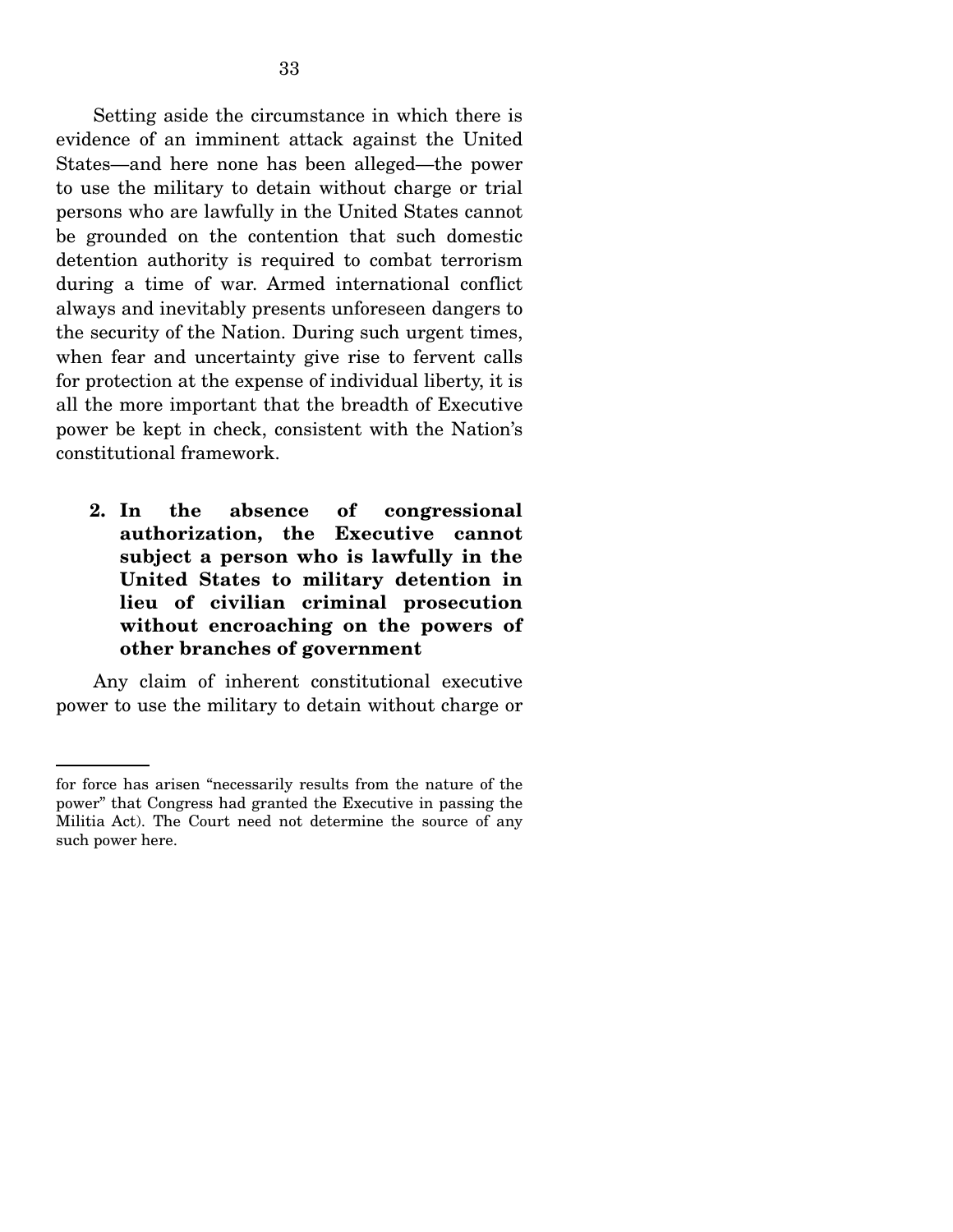Setting aside the circumstance in which there is evidence of an imminent attack against the United States—and here none has been alleged—the power to use the military to detain without charge or trial persons who are lawfully in the United States cannot be grounded on the contention that such domestic detention authority is required to combat terrorism during a time of war. Armed international conflict always and inevitably presents unforeseen dangers to the security of the Nation. During such urgent times, when fear and uncertainty give rise to fervent calls for protection at the expense of individual liberty, it is all the more important that the breadth of Executive power be kept in check, consistent with the Nation's constitutional framework.

**2. In the absence of congressional authorization, the Executive cannot subject a person who is lawfully in the United States to military detention in lieu of civilian criminal prosecution without encroaching on the powers of other branches of government**

Any claim of inherent constitutional executive power to use the military to detain without charge or

---

for force has arisen "necessarily results from the nature of the power" that Congress had granted the Executive in passing the Militia Act). The Court need not determine the source of any such power here.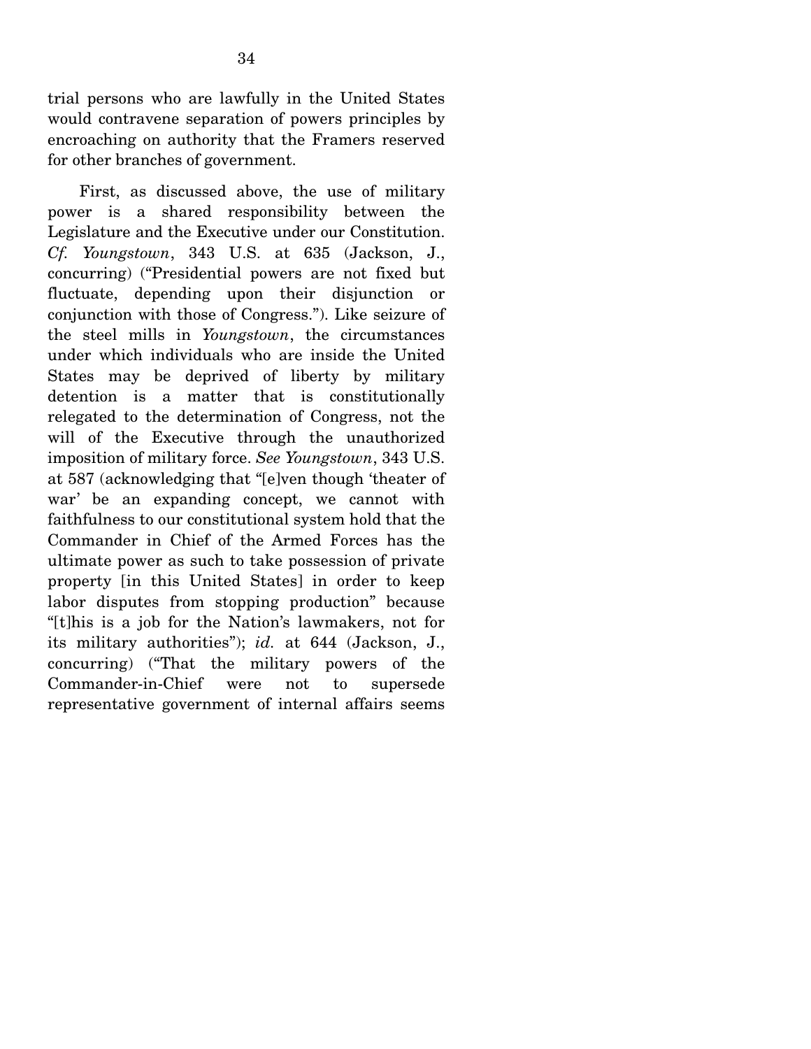trial persons who are lawfully in the United States would contravene separation of powers principles by encroaching on authority that the Framers reserved for other branches of government.

First, as discussed above, the use of military power is a shared responsibility between the Legislature and the Executive under our Constitution. *Cf. Youngstown*, 343 U.S. at 635 (Jackson, J., concurring) ("Presidential powers are not fixed but fluctuate, depending upon their disjunction or conjunction with those of Congress."). Like seizure of the steel mills in *Youngstown*, the circumstances under which individuals who are inside the United States may be deprived of liberty by military detention is a matter that is constitutionally relegated to the determination of Congress, not the will of the Executive through the unauthorized imposition of military force. *See Youngstown*, 343 U.S. at 587 (acknowledging that "[e]ven though 'theater of war' be an expanding concept, we cannot with faithfulness to our constitutional system hold that the Commander in Chief of the Armed Forces has the ultimate power as such to take possession of private property [in this United States] in order to keep labor disputes from stopping production" because "[t]his is a job for the Nation's lawmakers, not for its military authorities"); *id.* at 644 (Jackson, J., concurring) ("That the military powers of the Commander-in-Chief were not to supersede representative government of internal affairs seems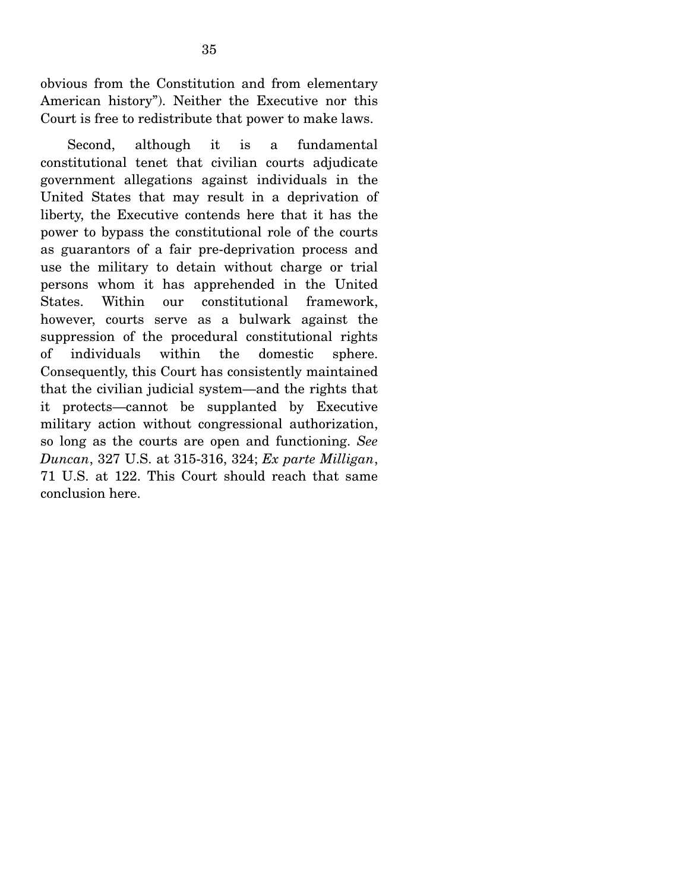obvious from the Constitution and from elementary American history"). Neither the Executive nor this Court is free to redistribute that power to make laws.

Second, although it is a fundamental constitutional tenet that civilian courts adjudicate government allegations against individuals in the United States that may result in a deprivation of liberty, the Executive contends here that it has the power to bypass the constitutional role of the courts as guarantors of a fair pre-deprivation process and use the military to detain without charge or trial persons whom it has apprehended in the United States. Within our constitutional framework, however, courts serve as a bulwark against the suppression of the procedural constitutional rights of individuals within the domestic sphere. Consequently, this Court has consistently maintained that the civilian judicial system—and the rights that it protects—cannot be supplanted by Executive military action without congressional authorization, so long as the courts are open and functioning. *See Duncan*, 327 U.S. at 315-316, 324; *Ex parte Milligan*, 71 U.S. at 122. This Court should reach that same conclusion here.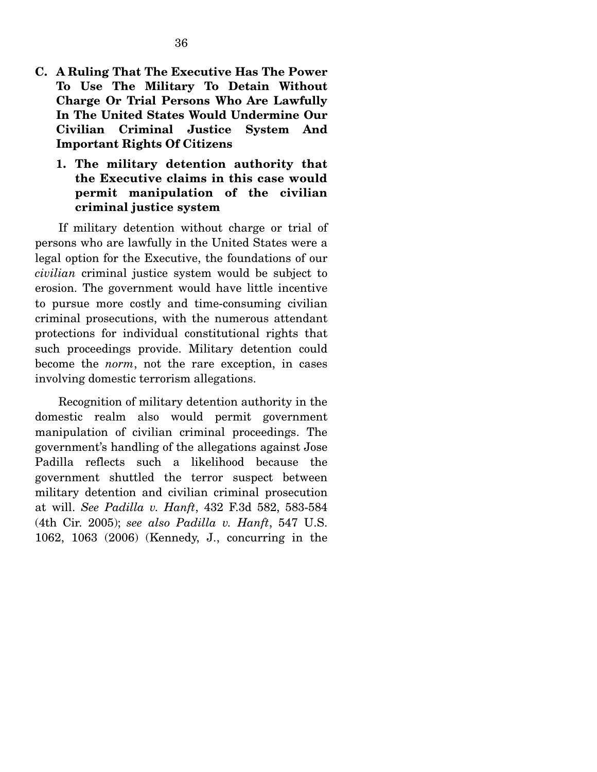### C. A Ruling That The Executive Has The Power To Use The Military To Detain Without Charge Or Trial Persons Who Are Lawfully In The United States Would Undermine Our Civilian Criminal Justice System And Important Rights Of Citizens

#### 1. The military detention authority that the Executive claims in this case would permit manipulation of the civilian criminal justice system

If military detention without charge or trial of persons who are lawfully in the United States were a legal option for the Executive, the foundations of our *civilian* criminal justice system would be subject to erosion. The government would have little incentive to pursue more costly and time-consuming civilian criminal prosecutions, with the numerous attendant protections for individual constitutional rights that such proceedings provide. Military detention could become the *norm*, not the rare exception, in cases involving domestic terrorism allegations.

Recognition of military detention authority in the domestic realm also would permit government manipulation of civilian criminal proceedings. The government's handling of the allegations against Jose Padilla reflects such a likelihood because the government shuttled the terror suspect between military detention and civilian criminal prosecution at will. *See Padilla v. Hanft*, 432 F.3d 582, 583-584 (4th Cir. 2005); *see also Padilla v. Hanft*, 547 U.S. 1062, 1063 (2006) (Kennedy, J., concurring in the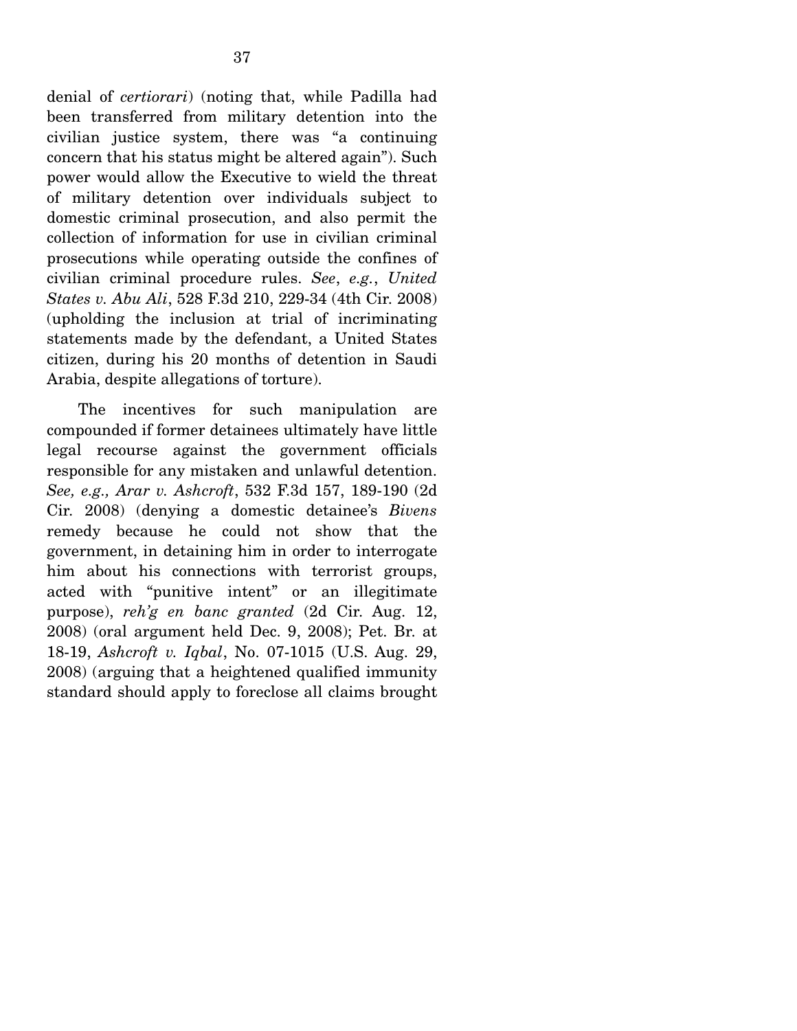denial of *certiorari*) (noting that, while Padilla had been transferred from military detention into the civilian justice system, there was "a continuing concern that his status might be altered again"). Such power would allow the Executive to wield the threat of military detention over individuals subject to domestic criminal prosecution, and also permit the collection of information for use in civilian criminal prosecutions while operating outside the confines of civilian criminal procedure rules. *See*, *e.g.*, *United States v. Abu Ali*, 528 F.3d 210, 229-34 (4th Cir. 2008) (upholding the inclusion at trial of incriminating statements made by the defendant, a United States citizen, during his 20 months of detention in Saudi Arabia, despite allegations of torture).

The incentives for such manipulation are compounded if former detainees ultimately have little legal recourse against the government officials responsible for any mistaken and unlawful detention. *See, e.g., Arar v. Ashcroft*, 532 F.3d 157, 189-190 (2d Cir. 2008) (denying a domestic detainee's *Bivens* remedy because he could not show that the government, in detaining him in order to interrogate him about his connections with terrorist groups, acted with "punitive intent" or an illegitimate purpose), *reh'g en banc granted* (2d Cir. Aug. 12, 2008) (oral argument held Dec. 9, 2008); Pet. Br. at 18-19, *Ashcroft v. Iqbal*, No. 07-1015 (U.S. Aug. 29, 2008) (arguing that a heightened qualified immunity standard should apply to foreclose all claims brought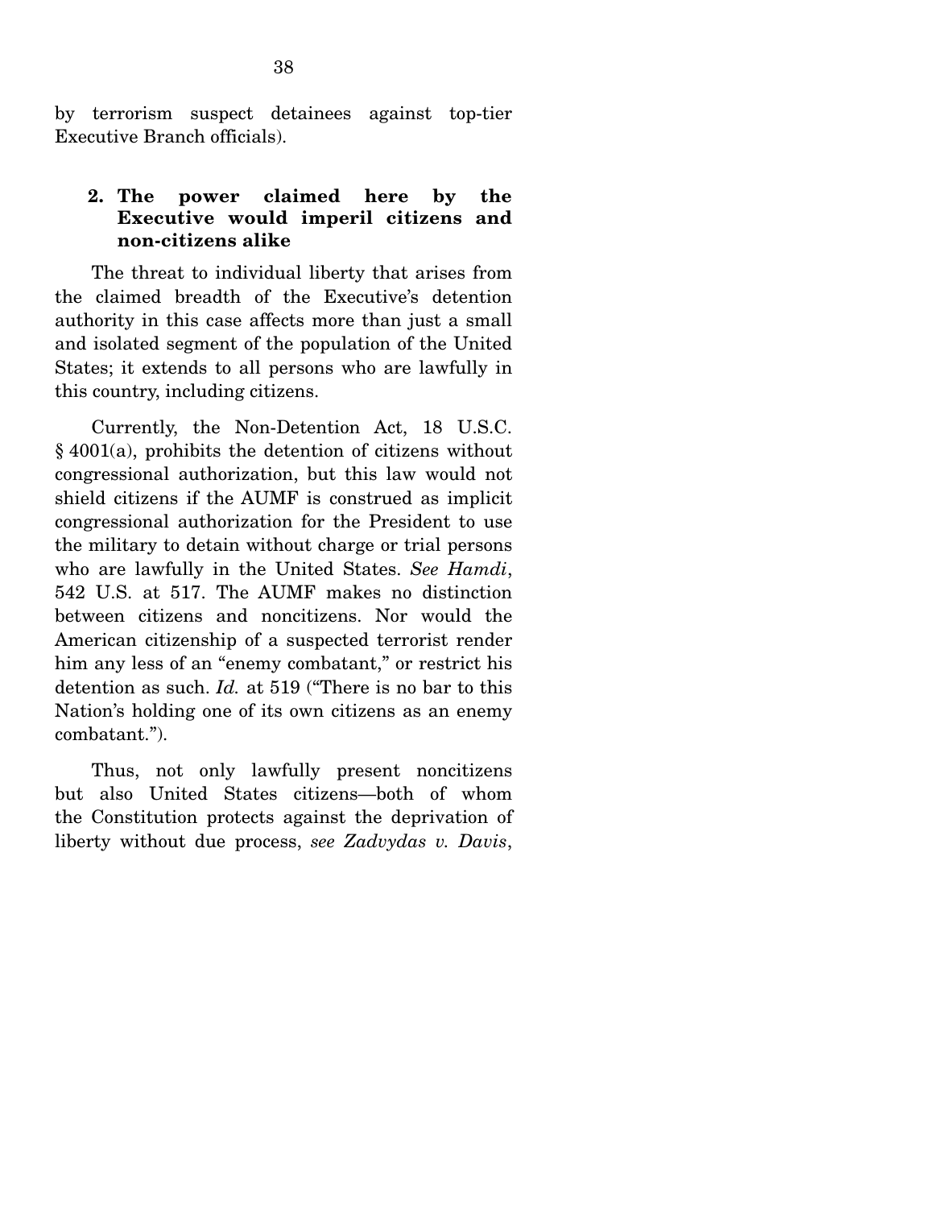by terrorism suspect detainees against top-tier Executive Branch officials).

**2. The power claimed here by the Executive would imperil citizens and non-citizens alike**

The threat to individual liberty that arises from the claimed breadth of the Executive's detention authority in this case affects more than just a small and isolated segment of the population of the United States; it extends to all persons who are lawfully in this country, including citizens.

Currently, the Non-Detention Act, 18 U.S.C. § 4001(a), prohibits the detention of citizens without congressional authorization, but this law would not shield citizens if the AUMF is construed as implicit congressional authorization for the President to use the military to detain without charge or trial persons who are lawfully in the United States. *See Hamdi*, 542 U.S. at 517. The AUMF makes no distinction between citizens and noncitizens. Nor would the American citizenship of a suspected terrorist render him any less of an "enemy combatant," or restrict his detention as such. *Id.* at 519 ("There is no bar to this Nation's holding one of its own citizens as an enemy combatant.").

Thus, not only lawfully present noncitizens but also United States citizens—both of whom the Constitution protects against the deprivation of liberty without due process, *see Zadvydas v. Davis*,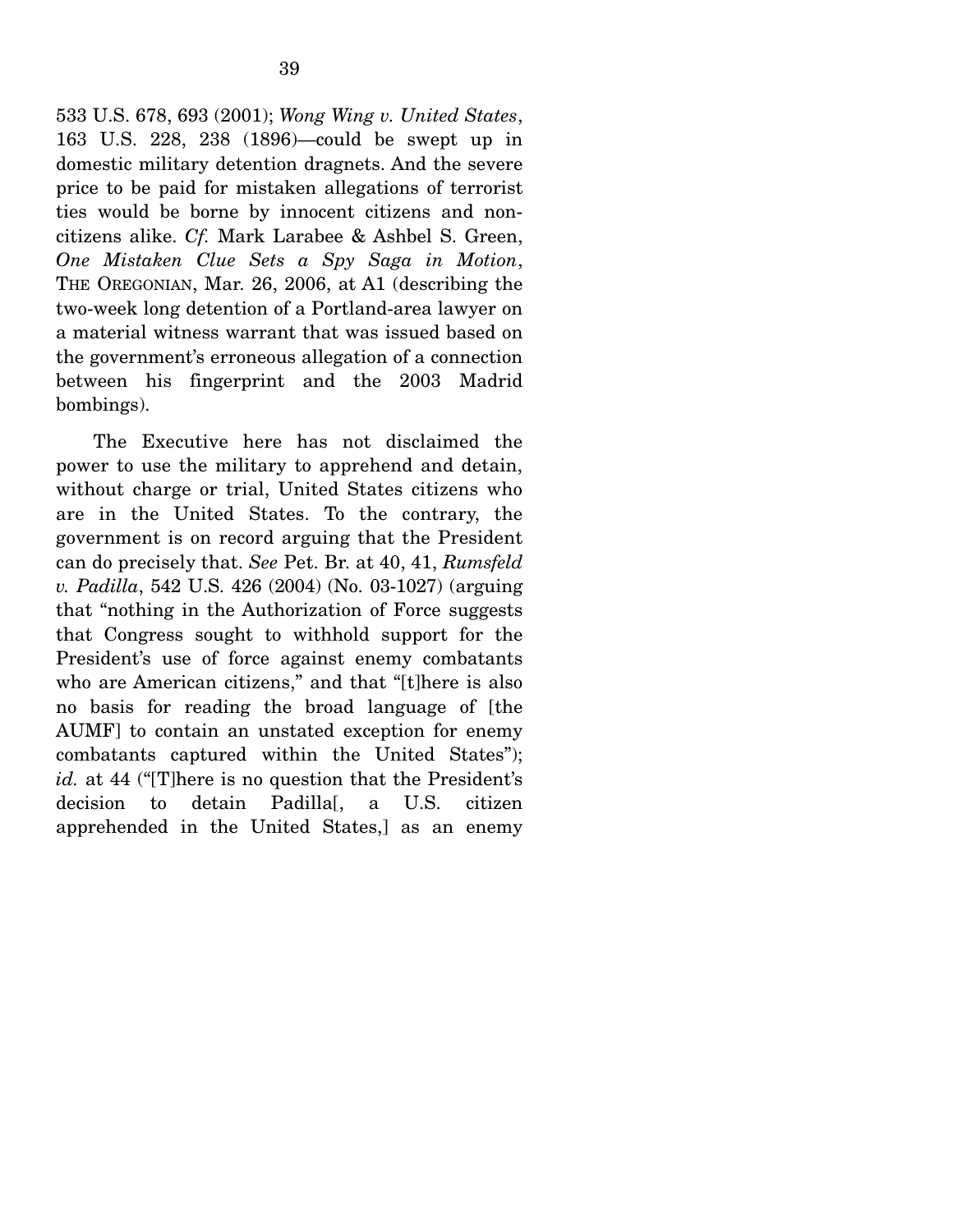533 U.S. 678, 693 (2001); *Wong Wing v. United States*, 163 U.S. 228, 238 (1896)—could be swept up in domestic military detention dragnets. And the severe price to be paid for mistaken allegations of terrorist ties would be borne by innocent citizens and non-citizens alike. *Cf.* Mark Larabee & Ashbel S. Green, *One Mistaken Clue Sets a Spy Saga in Motion*, THE OREGONIAN, Mar. 26, 2006, at A1 (describing the two-week long detention of a Portland-area lawyer on a material witness warrant that was issued based on the government's erroneous allegation of a connection between his fingerprint and the 2003 Madrid bombings).

The Executive here has not disclaimed the power to use the military to apprehend and detain, without charge or trial, United States citizens who are in the United States. To the contrary, the government is on record arguing that the President can do precisely that. *See* Pet. Br. at 40, 41, *Rumsfeld v. Padilla*, 542 U.S. 426 (2004) (No. 03-1027) (arguing that "nothing in the Authorization of Force suggests that Congress sought to withhold support for the President's use of force against enemy combatants who are American citizens," and that "[t]here is also no basis for reading the broad language of [the AUMF] to contain an unstated exception for enemy combatants captured within the United States"); *id.* at 44 ("[T]here is no question that the President's decision to detain Padilla[, a U.S. citizen apprehended in the United States,] as an enemy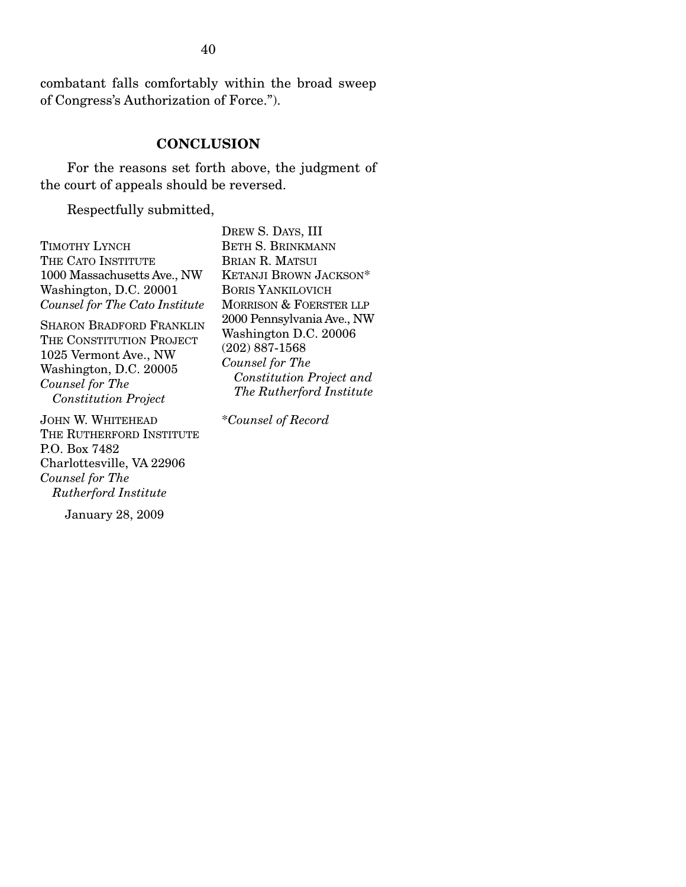combatant falls comfortably within the broad sweep of Congress's Authorization of Force.").

## CONCLUSION

For the reasons set forth above, the judgment of the court of appeals should be reversed.

Respectfully submitted,

TIMOTHY LYNCH
THE CATO INSTITUTE
1000 Massachusetts Ave., NW
Washington, D.C. 20001
*Counsel for The Cato Institute*

SHARON BRADFORD FRANKLIN
THE CONSTITUTION PROJECT
1025 Vermont Ave., NW
Washington, D.C. 20005
*Counsel for The Constitution Project*

JOHN W. WHITEHEAD
THE RUTHERFORD INSTITUTE
P.O. Box 7482
Charlottesville, VA 22906
*Counsel for The Rutherford Institute*

DREW S. DAYS, III
BETH S. BRINKMANN
BRIAN R. MATSUI
KETANJI BROWN JACKSON*
BORIS YANKILOVICH
MORRISON & FOERSTER LLP
2000 Pennsylvania Ave., NW
Washington D.C. 20006
(202) 887-1568
*Counsel for The Constitution Project and The Rutherford Institute*

*\*Counsel of Record*

January 28, 2009